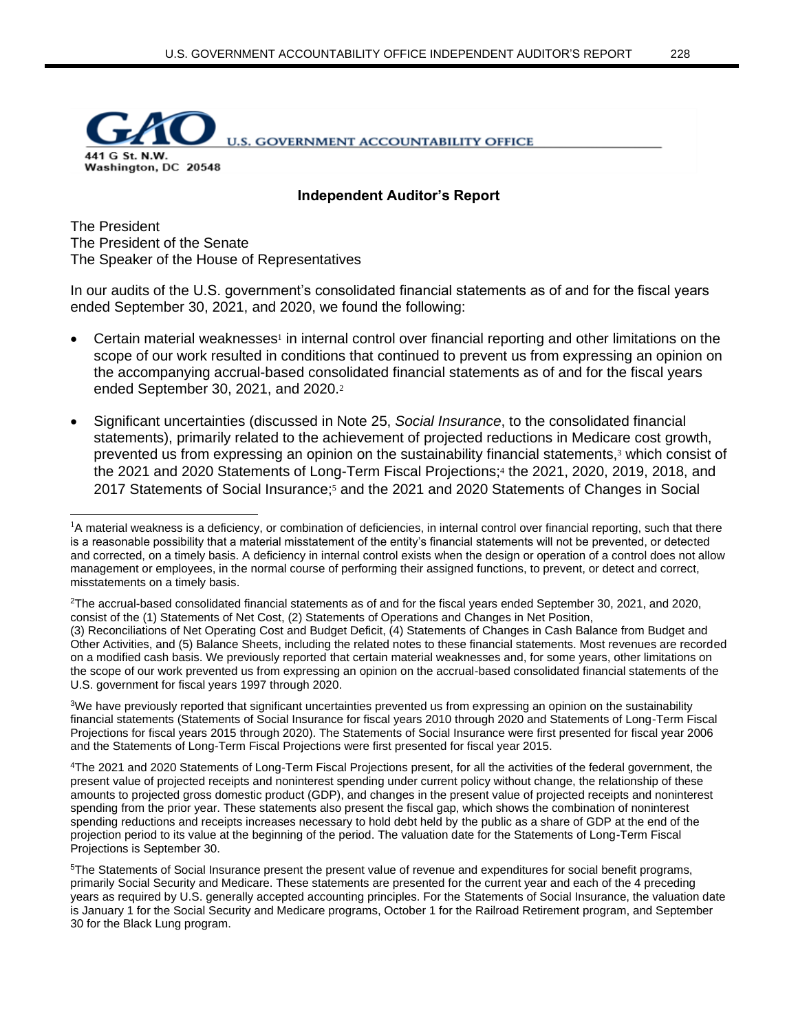U.S. GOVERNMENT ACCOUNTABILITY OFFICE

441 G St. N.W.
Washington, DC 20548

## Independent Auditor's Report

The President
The President of the Senate
The Speaker of the House of Representatives

In our audits of the U.S. government's consolidated financial statements as of and for the fiscal years ended September 30, 2021, and 2020, we found the following:

- Certain material weaknesses[1] in internal control over financial reporting and other limitations on the scope of our work resulted in conditions that continued to prevent us from expressing an opinion on the accompanying accrual-based consolidated financial statements as of and for the fiscal years ended September 30, 2021, and 2020.[2]
- Significant uncertainties (discussed in Note 25, *Social Insurance*, to the consolidated financial statements), primarily related to the achievement of projected reductions in Medicare cost growth, prevented us from expressing an opinion on the sustainability financial statements,[3] which consist of the 2021 and 2020 Statements of Long-Term Fiscal Projections;[4] the 2021, 2020, 2019, 2018, and 2017 Statements of Social Insurance;[5] and the 2021 and 2020 Statements of Changes in Social

---

[1]A material weakness is a deficiency, or combination of deficiencies, in internal control over financial reporting, such that there is a reasonable possibility that a material misstatement of the entity's financial statements will not be prevented, or detected and corrected, on a timely basis. A deficiency in internal control exists when the design or operation of a control does not allow management or employees, in the normal course of performing their assigned functions, to prevent, or detect and correct, misstatements on a timely basis.

[2]The accrual-based consolidated financial statements as of and for the fiscal years ended September 30, 2021, and 2020, consist of the (1) Statements of Net Cost, (2) Statements of Operations and Changes in Net Position, (3) Reconciliations of Net Operating Cost and Budget Deficit, (4) Statements of Changes in Cash Balance from Budget and Other Activities, and (5) Balance Sheets, including the related notes to these financial statements. Most revenues are recorded on a modified cash basis. We previously reported that certain material weaknesses and, for some years, other limitations on the scope of our work prevented us from expressing an opinion on the accrual-based consolidated financial statements of the U.S. government for fiscal years 1997 through 2020.

[3]We have previously reported that significant uncertainties prevented us from expressing an opinion on the sustainability financial statements (Statements of Social Insurance for fiscal years 2010 through 2020 and Statements of Long-Term Fiscal Projections for fiscal years 2015 through 2020). The Statements of Social Insurance were first presented for fiscal year 2006 and the Statements of Long-Term Fiscal Projections were first presented for fiscal year 2015.

[4]The 2021 and 2020 Statements of Long-Term Fiscal Projections present, for all the activities of the federal government, the present value of projected receipts and noninterest spending under current policy without change, the relationship of these amounts to projected gross domestic product (GDP), and changes in the present value of projected receipts and noninterest spending from the prior year. These statements also present the fiscal gap, which shows the combination of noninterest spending reductions and receipts increases necessary to hold debt held by the public as a share of GDP at the end of the projection period to its value at the beginning of the period. The valuation date for the Statements of Long-Term Fiscal Projections is September 30.

[5]The Statements of Social Insurance present the present value of revenue and expenditures for social benefit programs, primarily Social Security and Medicare. These statements are presented for the current year and each of the 4 preceding years as required by U.S. generally accepted accounting principles. For the Statements of Social Insurance, the valuation date is January 1 for the Social Security and Medicare programs, October 1 for the Railroad Retirement program, and September 30 for the Black Lung program.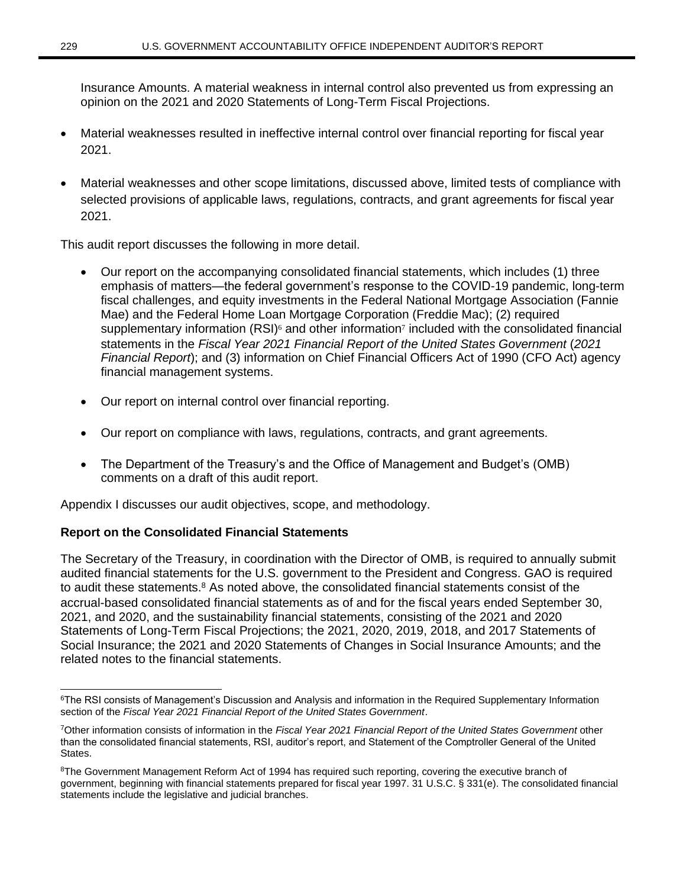Insurance Amounts. A material weakness in internal control also prevented us from expressing an opinion on the 2021 and 2020 Statements of Long-Term Fiscal Projections.

- Material weaknesses resulted in ineffective internal control over financial reporting for fiscal year 2021.
- Material weaknesses and other scope limitations, discussed above, limited tests of compliance with selected provisions of applicable laws, regulations, contracts, and grant agreements for fiscal year 2021.

This audit report discusses the following in more detail.

- Our report on the accompanying consolidated financial statements, which includes (1) three emphasis of matters—the federal government's response to the COVID-19 pandemic, long-term fiscal challenges, and equity investments in the Federal National Mortgage Association (Fannie Mae) and the Federal Home Loan Mortgage Corporation (Freddie Mac); (2) required supplementary information (RSI)[6] and other information[7] included with the consolidated financial statements in the *Fiscal Year 2021 Financial Report of the United States Government* (*2021 Financial Report*); and (3) information on Chief Financial Officers Act of 1990 (CFO Act) agency financial management systems.
- Our report on internal control over financial reporting.
- Our report on compliance with laws, regulations, contracts, and grant agreements.
- The Department of the Treasury's and the Office of Management and Budget's (OMB) comments on a draft of this audit report.

Appendix I discusses our audit objectives, scope, and methodology.

**Report on the Consolidated Financial Statements**

The Secretary of the Treasury, in coordination with the Director of OMB, is required to annually submit audited financial statements for the U.S. government to the President and Congress. GAO is required to audit these statements.[8] As noted above, the consolidated financial statements consist of the accrual-based consolidated financial statements as of and for the fiscal years ended September 30, 2021, and 2020, and the sustainability financial statements, consisting of the 2021 and 2020 Statements of Long-Term Fiscal Projections; the 2021, 2020, 2019, 2018, and 2017 Statements of Social Insurance; the 2021 and 2020 Statements of Changes in Social Insurance Amounts; and the related notes to the financial statements.

[6]The RSI consists of Management's Discussion and Analysis and information in the Required Supplementary Information section of the *Fiscal Year 2021 Financial Report of the United States Government*.

[7]Other information consists of information in the *Fiscal Year 2021 Financial Report of the United States Government* other than the consolidated financial statements, RSI, auditor's report, and Statement of the Comptroller General of the United States.

[8]The Government Management Reform Act of 1994 has required such reporting, covering the executive branch of government, beginning with financial statements prepared for fiscal year 1997. 31 U.S.C. § 331(e). The consolidated financial statements include the legislative and judicial branches.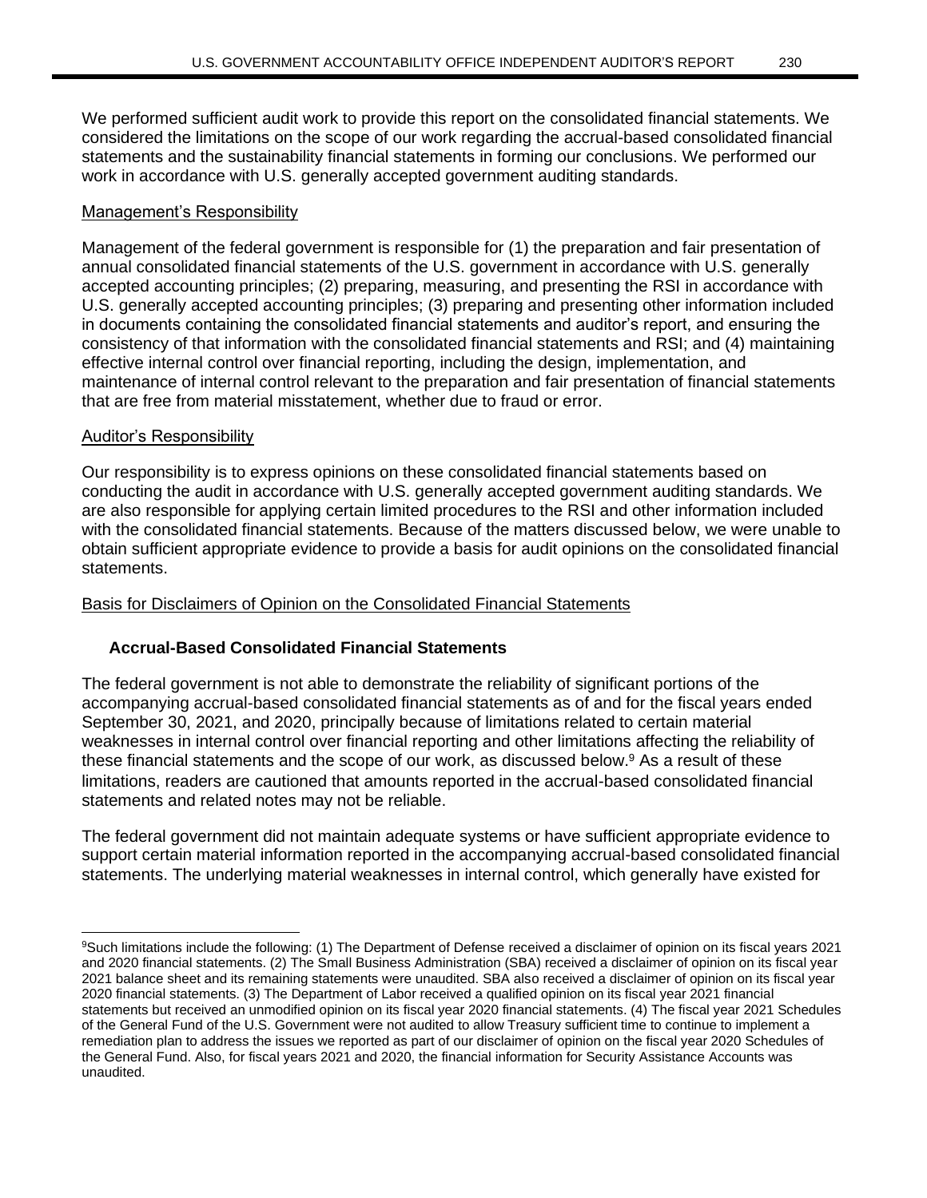We performed sufficient audit work to provide this report on the consolidated financial statements. We considered the limitations on the scope of our work regarding the accrual-based consolidated financial statements and the sustainability financial statements in forming our conclusions. We performed our work in accordance with U.S. generally accepted government auditing standards.

## Management's Responsibility

Management of the federal government is responsible for (1) the preparation and fair presentation of annual consolidated financial statements of the U.S. government in accordance with U.S. generally accepted accounting principles; (2) preparing, measuring, and presenting the RSI in accordance with U.S. generally accepted accounting principles; (3) preparing and presenting other information included in documents containing the consolidated financial statements and auditor's report, and ensuring the consistency of that information with the consolidated financial statements and RSI; and (4) maintaining effective internal control over financial reporting, including the design, implementation, and maintenance of internal control relevant to the preparation and fair presentation of financial statements that are free from material misstatement, whether due to fraud or error.

## Auditor's Responsibility

Our responsibility is to express opinions on these consolidated financial statements based on conducting the audit in accordance with U.S. generally accepted government auditing standards. We are also responsible for applying certain limited procedures to the RSI and other information included with the consolidated financial statements. Because of the matters discussed below, we were unable to obtain sufficient appropriate evidence to provide a basis for audit opinions on the consolidated financial statements.

## Basis for Disclaimers of Opinion on the Consolidated Financial Statements

### Accrual-Based Consolidated Financial Statements

The federal government is not able to demonstrate the reliability of significant portions of the accompanying accrual-based consolidated financial statements as of and for the fiscal years ended September 30, 2021, and 2020, principally because of limitations related to certain material weaknesses in internal control over financial reporting and other limitations affecting the reliability of these financial statements and the scope of our work, as discussed below.[9] As a result of these limitations, readers are cautioned that amounts reported in the accrual-based consolidated financial statements and related notes may not be reliable.

The federal government did not maintain adequate systems or have sufficient appropriate evidence to support certain material information reported in the accompanying accrual-based consolidated financial statements. The underlying material weaknesses in internal control, which generally have existed for

[9]Such limitations include the following: (1) The Department of Defense received a disclaimer of opinion on its fiscal years 2021 and 2020 financial statements. (2) The Small Business Administration (SBA) received a disclaimer of opinion on its fiscal year 2021 balance sheet and its remaining statements were unaudited. SBA also received a disclaimer of opinion on its fiscal year 2020 financial statements. (3) The Department of Labor received a qualified opinion on its fiscal year 2021 financial statements but received an unmodified opinion on its fiscal year 2020 financial statements. (4) The fiscal year 2021 Schedules of the General Fund of the U.S. Government were not audited to allow Treasury sufficient time to continue to implement a remediation plan to address the issues we reported as part of our disclaimer of opinion on the fiscal year 2020 Schedules of the General Fund. Also, for fiscal years 2021 and 2020, the financial information for Security Assistance Accounts was unaudited.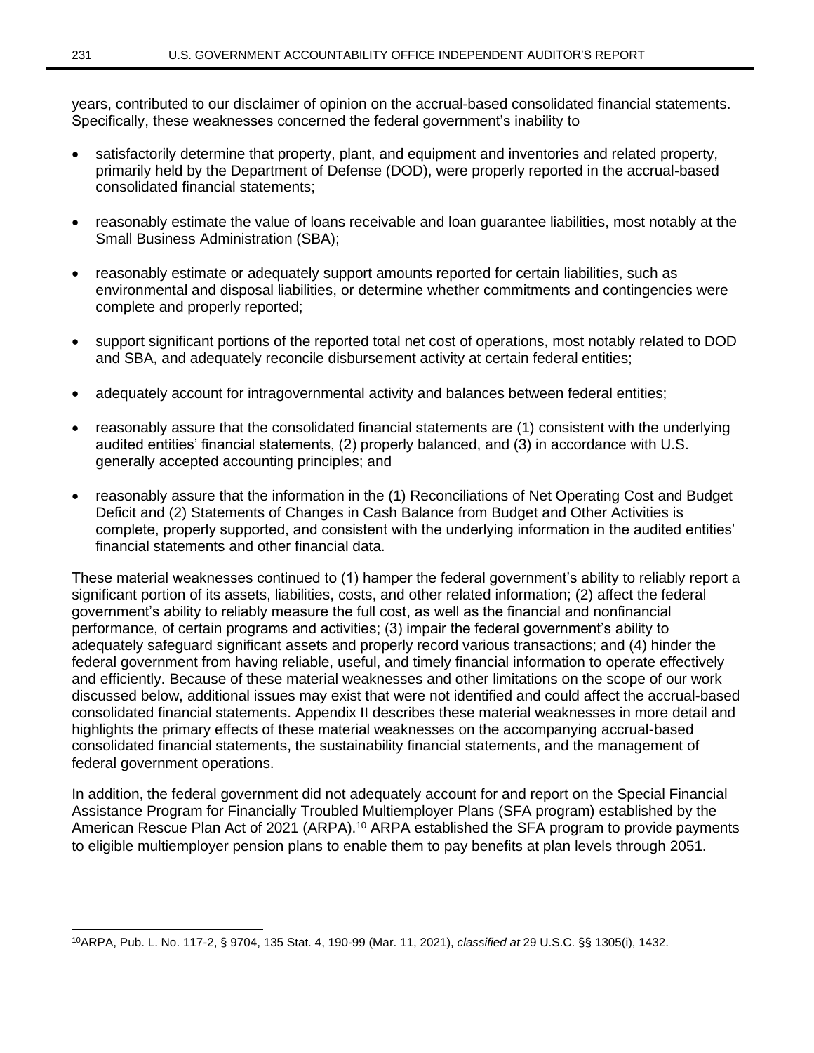years, contributed to our disclaimer of opinion on the accrual-based consolidated financial statements. Specifically, these weaknesses concerned the federal government's inability to

- satisfactorily determine that property, plant, and equipment and inventories and related property, primarily held by the Department of Defense (DOD), were properly reported in the accrual-based consolidated financial statements;
- reasonably estimate the value of loans receivable and loan guarantee liabilities, most notably at the Small Business Administration (SBA);
- reasonably estimate or adequately support amounts reported for certain liabilities, such as environmental and disposal liabilities, or determine whether commitments and contingencies were complete and properly reported;
- support significant portions of the reported total net cost of operations, most notably related to DOD and SBA, and adequately reconcile disbursement activity at certain federal entities;
- adequately account for intragovernmental activity and balances between federal entities;
- reasonably assure that the consolidated financial statements are (1) consistent with the underlying audited entities' financial statements, (2) properly balanced, and (3) in accordance with U.S. generally accepted accounting principles; and
- reasonably assure that the information in the (1) Reconciliations of Net Operating Cost and Budget Deficit and (2) Statements of Changes in Cash Balance from Budget and Other Activities is complete, properly supported, and consistent with the underlying information in the audited entities' financial statements and other financial data.

These material weaknesses continued to (1) hamper the federal government's ability to reliably report a significant portion of its assets, liabilities, costs, and other related information; (2) affect the federal government's ability to reliably measure the full cost, as well as the financial and nonfinancial performance, of certain programs and activities; (3) impair the federal government's ability to adequately safeguard significant assets and properly record various transactions; and (4) hinder the federal government from having reliable, useful, and timely financial information to operate effectively and efficiently. Because of these material weaknesses and other limitations on the scope of our work discussed below, additional issues may exist that were not identified and could affect the accrual-based consolidated financial statements. Appendix II describes these material weaknesses in more detail and highlights the primary effects of these material weaknesses on the accompanying accrual-based consolidated financial statements, the sustainability financial statements, and the management of federal government operations.

In addition, the federal government did not adequately account for and report on the Special Financial Assistance Program for Financially Troubled Multiemployer Plans (SFA program) established by the American Rescue Plan Act of 2021 (ARPA).[10] ARPA established the SFA program to provide payments to eligible multiemployer pension plans to enable them to pay benefits at plan levels through 2051.

---

[10]ARPA, Pub. L. No. 117-2, § 9704, 135 Stat. 4, 190-99 (Mar. 11, 2021), *classified at* 29 U.S.C. §§ 1305(i), 1432.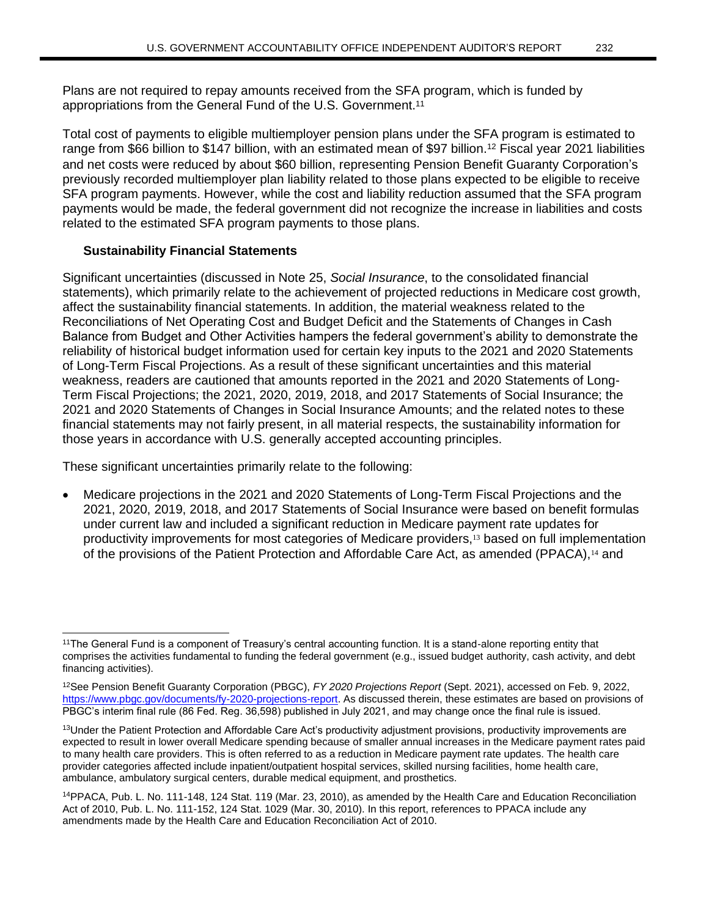Plans are not required to repay amounts received from the SFA program, which is funded by appropriations from the General Fund of the U.S. Government.[11]

Total cost of payments to eligible multiemployer pension plans under the SFA program is estimated to range from $66 billion to $147 billion, with an estimated mean of $97 billion.[12] Fiscal year 2021 liabilities and net costs were reduced by about $60 billion, representing Pension Benefit Guaranty Corporation's previously recorded multiemployer plan liability related to those plans expected to be eligible to receive SFA program payments. However, while the cost and liability reduction assumed that the SFA program payments would be made, the federal government did not recognize the increase in liabilities and costs related to the estimated SFA program payments to those plans.

**Sustainability Financial Statements**

Significant uncertainties (discussed in Note 25, *Social Insurance*, to the consolidated financial statements), which primarily relate to the achievement of projected reductions in Medicare cost growth, affect the sustainability financial statements. In addition, the material weakness related to the Reconciliations of Net Operating Cost and Budget Deficit and the Statements of Changes in Cash Balance from Budget and Other Activities hampers the federal government's ability to demonstrate the reliability of historical budget information used for certain key inputs to the 2021 and 2020 Statements of Long-Term Fiscal Projections. As a result of these significant uncertainties and this material weakness, readers are cautioned that amounts reported in the 2021 and 2020 Statements of Long-Term Fiscal Projections; the 2021, 2020, 2019, 2018, and 2017 Statements of Social Insurance; the 2021 and 2020 Statements of Changes in Social Insurance Amounts; and the related notes to these financial statements may not fairly present, in all material respects, the sustainability information for those years in accordance with U.S. generally accepted accounting principles.

These significant uncertainties primarily relate to the following:

- Medicare projections in the 2021 and 2020 Statements of Long-Term Fiscal Projections and the 2021, 2020, 2019, 2018, and 2017 Statements of Social Insurance were based on benefit formulas under current law and included a significant reduction in Medicare payment rate updates for productivity improvements for most categories of Medicare providers,[13] based on full implementation of the provisions of the Patient Protection and Affordable Care Act, as amended (PPACA),[14] and

---

[11]The General Fund is a component of Treasury's central accounting function. It is a stand-alone reporting entity that comprises the activities fundamental to funding the federal government (e.g., issued budget authority, cash activity, and debt financing activities).

[12]See Pension Benefit Guaranty Corporation (PBGC), *FY 2020 Projections Report* (Sept. 2021), accessed on Feb. 9, 2022, https://www.pbgc.gov/documents/fy-2020-projections-report. As discussed therein, these estimates are based on provisions of PBGC's interim final rule (86 Fed. Reg. 36,598) published in July 2021, and may change once the final rule is issued.

[13]Under the Patient Protection and Affordable Care Act's productivity adjustment provisions, productivity improvements are expected to result in lower overall Medicare spending because of smaller annual increases in the Medicare payment rates paid to many health care providers. This is often referred to as a reduction in Medicare payment rate updates. The health care provider categories affected include inpatient/outpatient hospital services, skilled nursing facilities, home health care, ambulance, ambulatory surgical centers, durable medical equipment, and prosthetics.

[14]PPACA, Pub. L. No. 111-148, 124 Stat. 119 (Mar. 23, 2010), as amended by the Health Care and Education Reconciliation Act of 2010, Pub. L. No. 111-152, 124 Stat. 1029 (Mar. 30, 2010). In this report, references to PPACA include any amendments made by the Health Care and Education Reconciliation Act of 2010.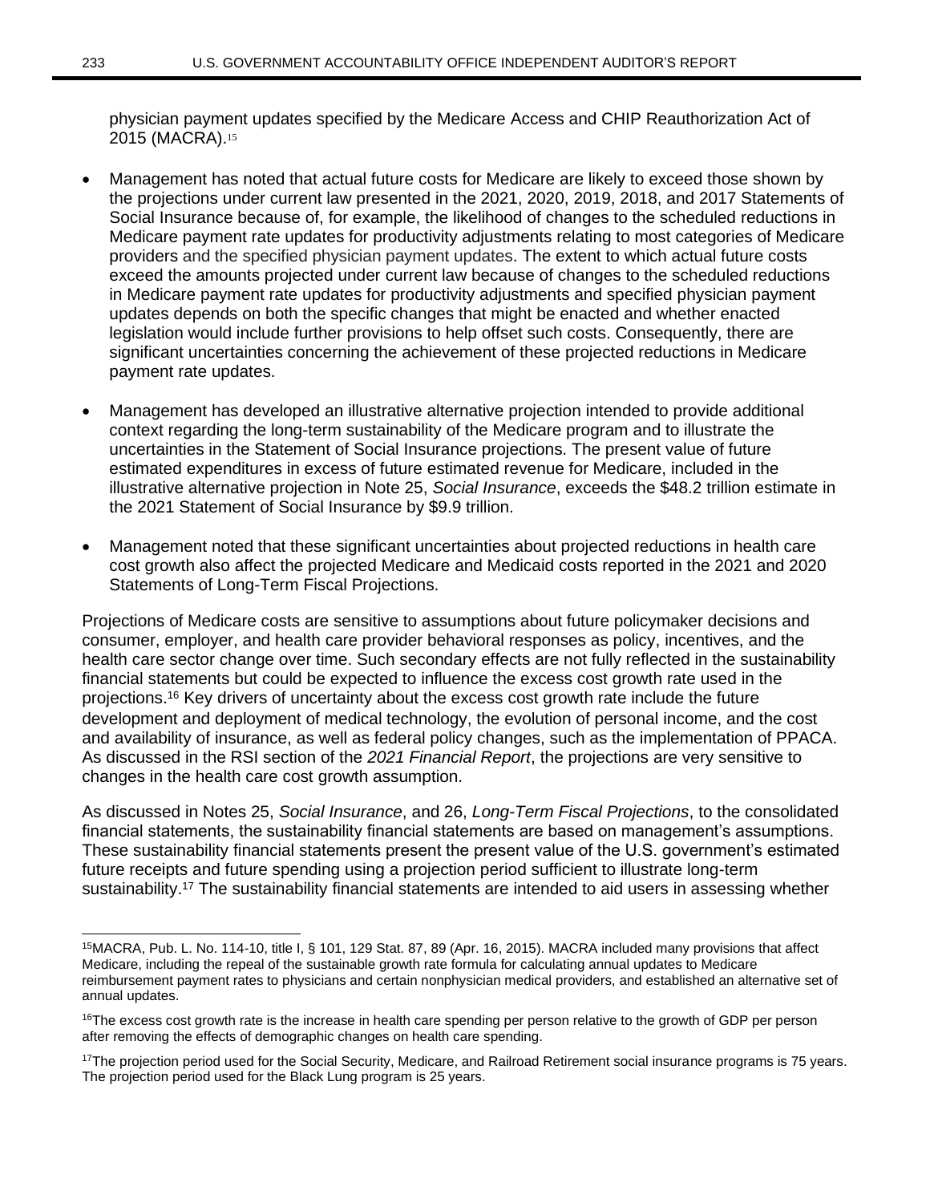physician payment updates specified by the Medicare Access and CHIP Reauthorization Act of 2015 (MACRA).[15]

- Management has noted that actual future costs for Medicare are likely to exceed those shown by the projections under current law presented in the 2021, 2020, 2019, 2018, and 2017 Statements of Social Insurance because of, for example, the likelihood of changes to the scheduled reductions in Medicare payment rate updates for productivity adjustments relating to most categories of Medicare providers and the specified physician payment updates. The extent to which actual future costs exceed the amounts projected under current law because of changes to the scheduled reductions in Medicare payment rate updates for productivity adjustments and specified physician payment updates depends on both the specific changes that might be enacted and whether enacted legislation would include further provisions to help offset such costs. Consequently, there are significant uncertainties concerning the achievement of these projected reductions in Medicare payment rate updates.

- Management has developed an illustrative alternative projection intended to provide additional context regarding the long-term sustainability of the Medicare program and to illustrate the uncertainties in the Statement of Social Insurance projections. The present value of future estimated expenditures in excess of future estimated revenue for Medicare, included in the illustrative alternative projection in Note 25, *Social Insurance*, exceeds the $48.2 trillion estimate in the 2021 Statement of Social Insurance by $9.9 trillion.

- Management noted that these significant uncertainties about projected reductions in health care cost growth also affect the projected Medicare and Medicaid costs reported in the 2021 and 2020 Statements of Long-Term Fiscal Projections.

Projections of Medicare costs are sensitive to assumptions about future policymaker decisions and consumer, employer, and health care provider behavioral responses as policy, incentives, and the health care sector change over time. Such secondary effects are not fully reflected in the sustainability financial statements but could be expected to influence the excess cost growth rate used in the projections.[16] Key drivers of uncertainty about the excess cost growth rate include the future development and deployment of medical technology, the evolution of personal income, and the cost and availability of insurance, as well as federal policy changes, such as the implementation of PPACA. As discussed in the RSI section of the *2021 Financial Report*, the projections are very sensitive to changes in the health care cost growth assumption.

As discussed in Notes 25, *Social Insurance*, and 26, *Long-Term Fiscal Projections*, to the consolidated financial statements, the sustainability financial statements are based on management's assumptions. These sustainability financial statements present the present value of the U.S. government's estimated future receipts and future spending using a projection period sufficient to illustrate long-term sustainability.[17] The sustainability financial statements are intended to aid users in assessing whether

---

[15]MACRA, Pub. L. No. 114-10, title I, § 101, 129 Stat. 87, 89 (Apr. 16, 2015). MACRA included many provisions that affect Medicare, including the repeal of the sustainable growth rate formula for calculating annual updates to Medicare reimbursement payment rates to physicians and certain nonphysician medical providers, and established an alternative set of annual updates.

[16]The excess cost growth rate is the increase in health care spending per person relative to the growth of GDP per person after removing the effects of demographic changes on health care spending.

[17]The projection period used for the Social Security, Medicare, and Railroad Retirement social insurance programs is 75 years. The projection period used for the Black Lung program is 25 years.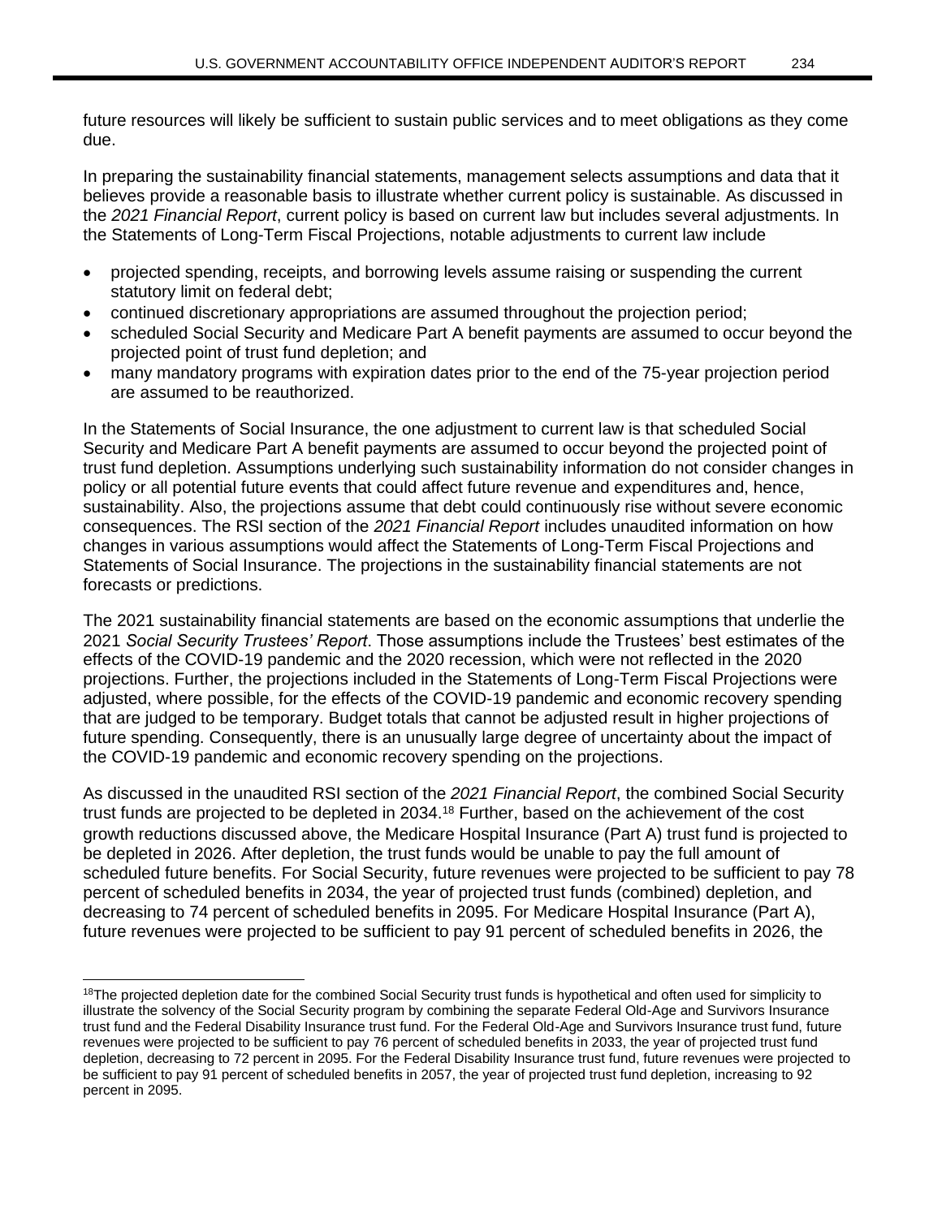future resources will likely be sufficient to sustain public services and to meet obligations as they come due.

In preparing the sustainability financial statements, management selects assumptions and data that it believes provide a reasonable basis to illustrate whether current policy is sustainable. As discussed in the *2021 Financial Report*, current policy is based on current law but includes several adjustments. In the Statements of Long-Term Fiscal Projections, notable adjustments to current law include

- projected spending, receipts, and borrowing levels assume raising or suspending the current statutory limit on federal debt;
- continued discretionary appropriations are assumed throughout the projection period;
- scheduled Social Security and Medicare Part A benefit payments are assumed to occur beyond the projected point of trust fund depletion; and
- many mandatory programs with expiration dates prior to the end of the 75-year projection period are assumed to be reauthorized.

In the Statements of Social Insurance, the one adjustment to current law is that scheduled Social Security and Medicare Part A benefit payments are assumed to occur beyond the projected point of trust fund depletion. Assumptions underlying such sustainability information do not consider changes in policy or all potential future events that could affect future revenue and expenditures and, hence, sustainability. Also, the projections assume that debt could continuously rise without severe economic consequences. The RSI section of the *2021 Financial Report* includes unaudited information on how changes in various assumptions would affect the Statements of Long-Term Fiscal Projections and Statements of Social Insurance. The projections in the sustainability financial statements are not forecasts or predictions.

The 2021 sustainability financial statements are based on the economic assumptions that underlie the 2021 *Social Security Trustees' Report*. Those assumptions include the Trustees' best estimates of the effects of the COVID-19 pandemic and the 2020 recession, which were not reflected in the 2020 projections. Further, the projections included in the Statements of Long-Term Fiscal Projections were adjusted, where possible, for the effects of the COVID-19 pandemic and economic recovery spending that are judged to be temporary. Budget totals that cannot be adjusted result in higher projections of future spending. Consequently, there is an unusually large degree of uncertainty about the impact of the COVID-19 pandemic and economic recovery spending on the projections.

As discussed in the unaudited RSI section of the *2021 Financial Report*, the combined Social Security trust funds are projected to be depleted in 2034.[18] Further, based on the achievement of the cost growth reductions discussed above, the Medicare Hospital Insurance (Part A) trust fund is projected to be depleted in 2026. After depletion, the trust funds would be unable to pay the full amount of scheduled future benefits. For Social Security, future revenues were projected to be sufficient to pay 78 percent of scheduled benefits in 2034, the year of projected trust funds (combined) depletion, and decreasing to 74 percent of scheduled benefits in 2095. For Medicare Hospital Insurance (Part A), future revenues were projected to be sufficient to pay 91 percent of scheduled benefits in 2026, the

[18] The projected depletion date for the combined Social Security trust funds is hypothetical and often used for simplicity to illustrate the solvency of the Social Security program by combining the separate Federal Old-Age and Survivors Insurance trust fund and the Federal Disability Insurance trust fund. For the Federal Old-Age and Survivors Insurance trust fund, future revenues were projected to be sufficient to pay 76 percent of scheduled benefits in 2033, the year of projected trust fund depletion, decreasing to 72 percent in 2095. For the Federal Disability Insurance trust fund, future revenues were projected to be sufficient to pay 91 percent of scheduled benefits in 2057, the year of projected trust fund depletion, increasing to 92 percent in 2095.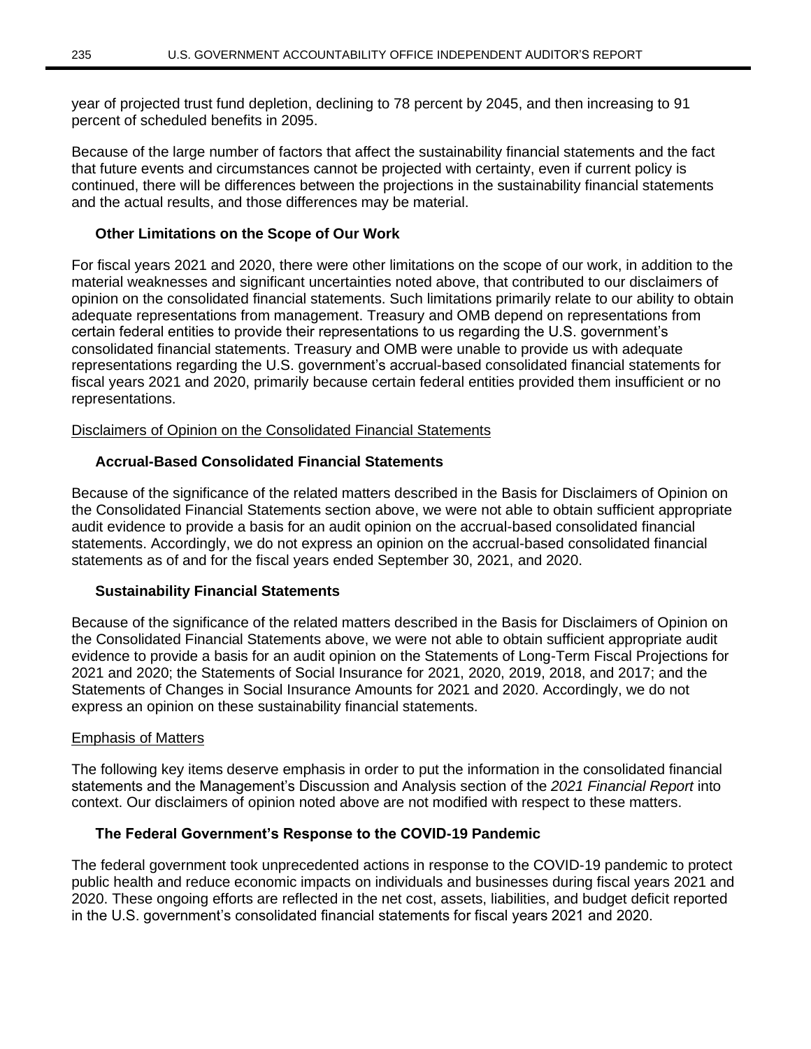year of projected trust fund depletion, declining to 78 percent by 2045, and then increasing to 91 percent of scheduled benefits in 2095.

Because of the large number of factors that affect the sustainability financial statements and the fact that future events and circumstances cannot be projected with certainty, even if current policy is continued, there will be differences between the projections in the sustainability financial statements and the actual results, and those differences may be material.

### Other Limitations on the Scope of Our Work

For fiscal years 2021 and 2020, there were other limitations on the scope of our work, in addition to the material weaknesses and significant uncertainties noted above, that contributed to our disclaimers of opinion on the consolidated financial statements. Such limitations primarily relate to our ability to obtain adequate representations from management. Treasury and OMB depend on representations from certain federal entities to provide their representations to us regarding the U.S. government's consolidated financial statements. Treasury and OMB were unable to provide us with adequate representations regarding the U.S. government's accrual-based consolidated financial statements for fiscal years 2021 and 2020, primarily because certain federal entities provided them insufficient or no representations.

## Disclaimers of Opinion on the Consolidated Financial Statements

### Accrual-Based Consolidated Financial Statements

Because of the significance of the related matters described in the Basis for Disclaimers of Opinion on the Consolidated Financial Statements section above, we were not able to obtain sufficient appropriate audit evidence to provide a basis for an audit opinion on the accrual-based consolidated financial statements. Accordingly, we do not express an opinion on the accrual-based consolidated financial statements as of and for the fiscal years ended September 30, 2021, and 2020.

### Sustainability Financial Statements

Because of the significance of the related matters described in the Basis for Disclaimers of Opinion on the Consolidated Financial Statements above, we were not able to obtain sufficient appropriate audit evidence to provide a basis for an audit opinion on the Statements of Long-Term Fiscal Projections for 2021 and 2020; the Statements of Social Insurance for 2021, 2020, 2019, 2018, and 2017; and the Statements of Changes in Social Insurance Amounts for 2021 and 2020. Accordingly, we do not express an opinion on these sustainability financial statements.

## Emphasis of Matters

The following key items deserve emphasis in order to put the information in the consolidated financial statements and the Management's Discussion and Analysis section of the *2021 Financial Report* into context. Our disclaimers of opinion noted above are not modified with respect to these matters.

### The Federal Government's Response to the COVID-19 Pandemic

The federal government took unprecedented actions in response to the COVID-19 pandemic to protect public health and reduce economic impacts on individuals and businesses during fiscal years 2021 and 2020. These ongoing efforts are reflected in the net cost, assets, liabilities, and budget deficit reported in the U.S. government's consolidated financial statements for fiscal years 2021 and 2020.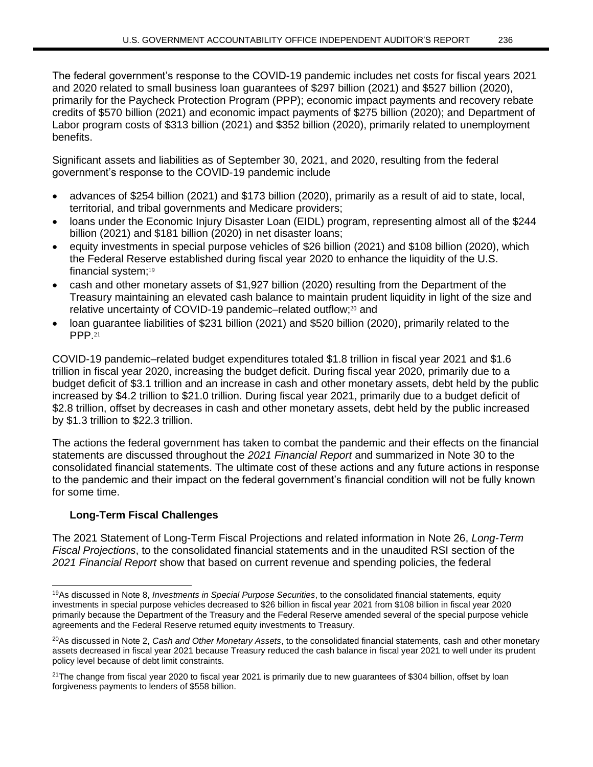The federal government's response to the COVID-19 pandemic includes net costs for fiscal years 2021 and 2020 related to small business loan guarantees of $297 billion (2021) and $527 billion (2020), primarily for the Paycheck Protection Program (PPP); economic impact payments and recovery rebate credits of $570 billion (2021) and economic impact payments of $275 billion (2020); and Department of Labor program costs of $313 billion (2021) and $352 billion (2020), primarily related to unemployment benefits.

Significant assets and liabilities as of September 30, 2021, and 2020, resulting from the federal government's response to the COVID-19 pandemic include

- advances of $254 billion (2021) and $173 billion (2020), primarily as a result of aid to state, local, territorial, and tribal governments and Medicare providers;
- loans under the Economic Injury Disaster Loan (EIDL) program, representing almost all of the $244 billion (2021) and $181 billion (2020) in net disaster loans;
- equity investments in special purpose vehicles of $26 billion (2021) and $108 billion (2020), which the Federal Reserve established during fiscal year 2020 to enhance the liquidity of the U.S. financial system;[19]
- cash and other monetary assets of $1,927 billion (2020) resulting from the Department of the Treasury maintaining an elevated cash balance to maintain prudent liquidity in light of the size and relative uncertainty of COVID-19 pandemic–related outflow;[20] and
- loan guarantee liabilities of $231 billion (2021) and $520 billion (2020), primarily related to the PPP.[21]

COVID-19 pandemic–related budget expenditures totaled $1.8 trillion in fiscal year 2021 and $1.6 trillion in fiscal year 2020, increasing the budget deficit. During fiscal year 2020, primarily due to a budget deficit of $3.1 trillion and an increase in cash and other monetary assets, debt held by the public increased by $4.2 trillion to $21.0 trillion. During fiscal year 2021, primarily due to a budget deficit of $2.8 trillion, offset by decreases in cash and other monetary assets, debt held by the public increased by $1.3 trillion to $22.3 trillion.

The actions the federal government has taken to combat the pandemic and their effects on the financial statements are discussed throughout the *2021 Financial Report* and summarized in Note 30 to the consolidated financial statements. The ultimate cost of these actions and any future actions in response to the pandemic and their impact on the federal government's financial condition will not be fully known for some time.

### Long-Term Fiscal Challenges

The 2021 Statement of Long-Term Fiscal Projections and related information in Note 26, *Long-Term Fiscal Projections*, to the consolidated financial statements and in the unaudited RSI section of the *2021 Financial Report* show that based on current revenue and spending policies, the federal

---

[19]As discussed in Note 8, *Investments in Special Purpose Securities*, to the consolidated financial statements, equity investments in special purpose vehicles decreased to $26 billion in fiscal year 2021 from $108 billion in fiscal year 2020 primarily because the Department of the Treasury and the Federal Reserve amended several of the special purpose vehicle agreements and the Federal Reserve returned equity investments to Treasury.

[20]As discussed in Note 2, *Cash and Other Monetary Assets*, to the consolidated financial statements, cash and other monetary assets decreased in fiscal year 2021 because Treasury reduced the cash balance in fiscal year 2021 to well under its prudent policy level because of debt limit constraints.

[21]The change from fiscal year 2020 to fiscal year 2021 is primarily due to new guarantees of $304 billion, offset by loan forgiveness payments to lenders of $558 billion.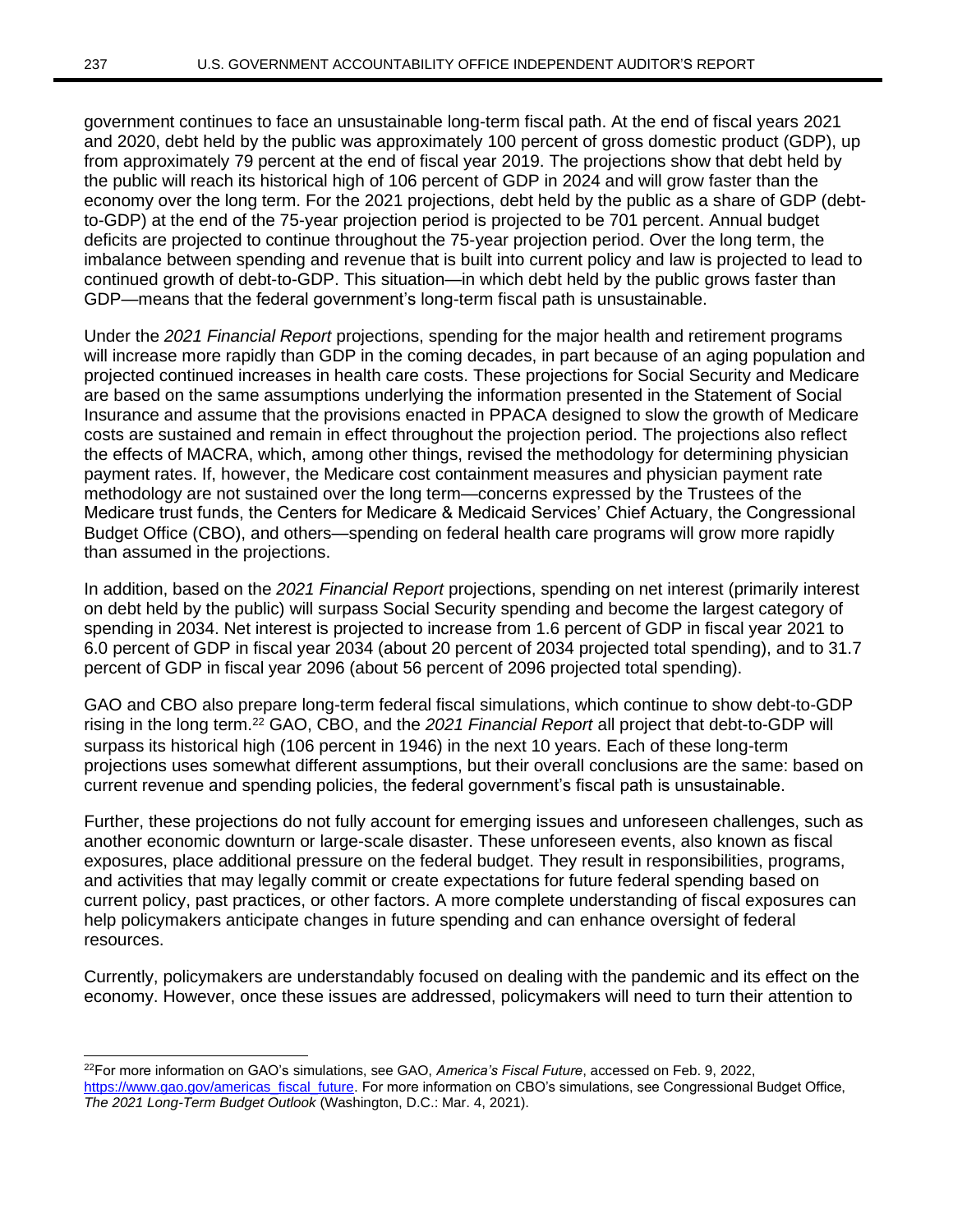government continues to face an unsustainable long-term fiscal path. At the end of fiscal years 2021 and 2020, debt held by the public was approximately 100 percent of gross domestic product (GDP), up from approximately 79 percent at the end of fiscal year 2019. The projections show that debt held by the public will reach its historical high of 106 percent of GDP in 2024 and will grow faster than the economy over the long term. For the 2021 projections, debt held by the public as a share of GDP (debt-to-GDP) at the end of the 75-year projection period is projected to be 701 percent. Annual budget deficits are projected to continue throughout the 75-year projection period. Over the long term, the imbalance between spending and revenue that is built into current policy and law is projected to lead to continued growth of debt-to-GDP. This situation—in which debt held by the public grows faster than GDP—means that the federal government's long-term fiscal path is unsustainable.

Under the *2021 Financial Report* projections, spending for the major health and retirement programs will increase more rapidly than GDP in the coming decades, in part because of an aging population and projected continued increases in health care costs. These projections for Social Security and Medicare are based on the same assumptions underlying the information presented in the Statement of Social Insurance and assume that the provisions enacted in PPACA designed to slow the growth of Medicare costs are sustained and remain in effect throughout the projection period. The projections also reflect the effects of MACRA, which, among other things, revised the methodology for determining physician payment rates. If, however, the Medicare cost containment measures and physician payment rate methodology are not sustained over the long term—concerns expressed by the Trustees of the Medicare trust funds, the Centers for Medicare & Medicaid Services' Chief Actuary, the Congressional Budget Office (CBO), and others—spending on federal health care programs will grow more rapidly than assumed in the projections.

In addition, based on the *2021 Financial Report* projections, spending on net interest (primarily interest on debt held by the public) will surpass Social Security spending and become the largest category of spending in 2034. Net interest is projected to increase from 1.6 percent of GDP in fiscal year 2021 to 6.0 percent of GDP in fiscal year 2034 (about 20 percent of 2034 projected total spending), and to 31.7 percent of GDP in fiscal year 2096 (about 56 percent of 2096 projected total spending).

GAO and CBO also prepare long-term federal fiscal simulations, which continue to show debt-to-GDP rising in the long term.[22] GAO, CBO, and the *2021 Financial Report* all project that debt-to-GDP will surpass its historical high (106 percent in 1946) in the next 10 years. Each of these long-term projections uses somewhat different assumptions, but their overall conclusions are the same: based on current revenue and spending policies, the federal government's fiscal path is unsustainable.

Further, these projections do not fully account for emerging issues and unforeseen challenges, such as another economic downturn or large-scale disaster. These unforeseen events, also known as fiscal exposures, place additional pressure on the federal budget. They result in responsibilities, programs, and activities that may legally commit or create expectations for future federal spending based on current policy, past practices, or other factors. A more complete understanding of fiscal exposures can help policymakers anticipate changes in future spending and can enhance oversight of federal resources.

Currently, policymakers are understandably focused on dealing with the pandemic and its effect on the economy. However, once these issues are addressed, policymakers will need to turn their attention to

---

[22] For more information on GAO's simulations, see GAO, *America's Fiscal Future*, accessed on Feb. 9, 2022, https://www.gao.gov/americas_fiscal_future. For more information on CBO's simulations, see Congressional Budget Office, *The 2021 Long-Term Budget Outlook* (Washington, D.C.: Mar. 4, 2021).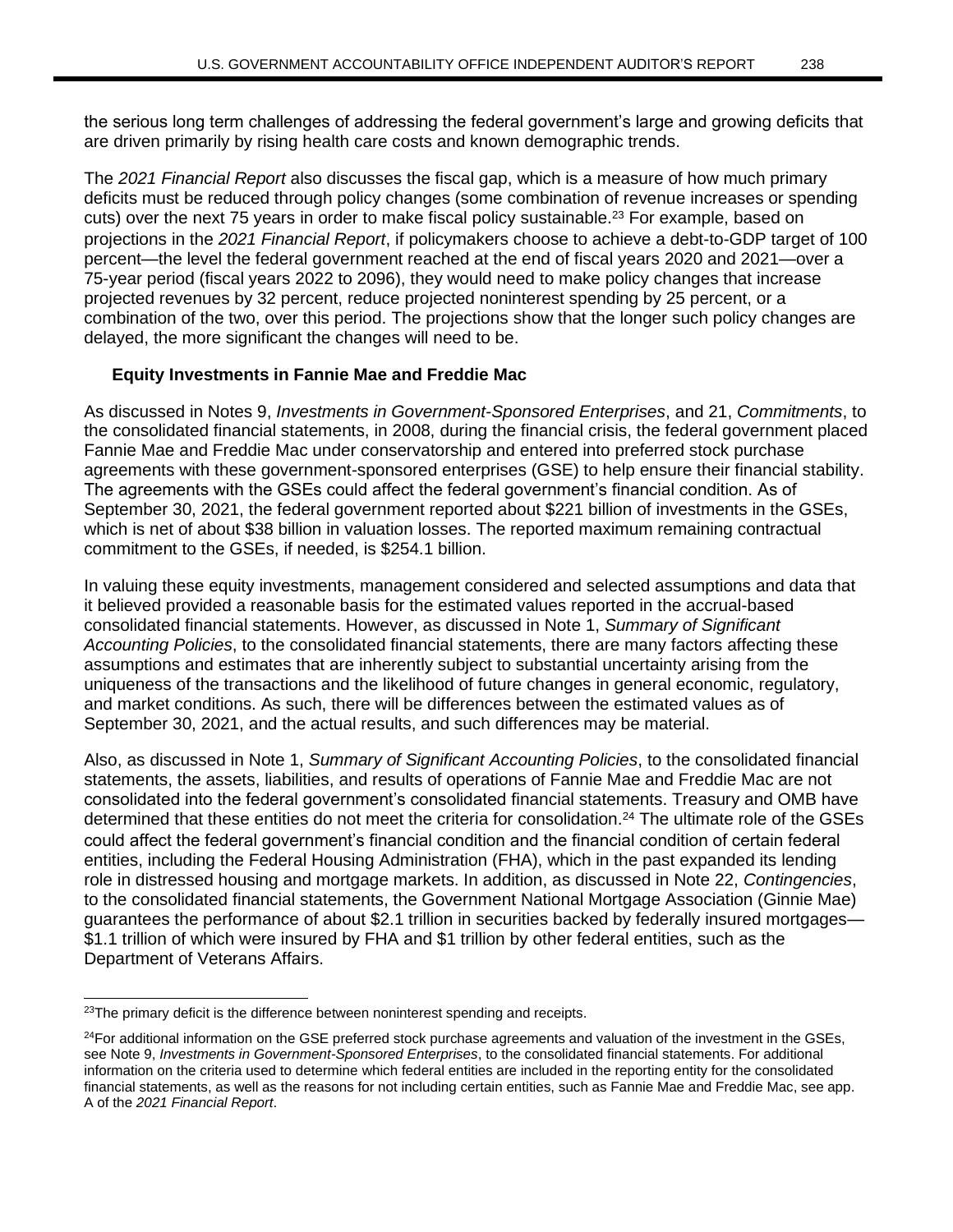the serious long term challenges of addressing the federal government's large and growing deficits that are driven primarily by rising health care costs and known demographic trends.

The *2021 Financial Report* also discusses the fiscal gap, which is a measure of how much primary deficits must be reduced through policy changes (some combination of revenue increases or spending cuts) over the next 75 years in order to make fiscal policy sustainable.[23] For example, based on projections in the *2021 Financial Report*, if policymakers choose to achieve a debt-to-GDP target of 100 percent—the level the federal government reached at the end of fiscal years 2020 and 2021—over a 75-year period (fiscal years 2022 to 2096), they would need to make policy changes that increase projected revenues by 32 percent, reduce projected noninterest spending by 25 percent, or a combination of the two, over this period. The projections show that the longer such policy changes are delayed, the more significant the changes will need to be.

**Equity Investments in Fannie Mae and Freddie Mac**

As discussed in Notes 9, *Investments in Government-Sponsored Enterprises*, and 21, *Commitments*, to the consolidated financial statements, in 2008, during the financial crisis, the federal government placed Fannie Mae and Freddie Mac under conservatorship and entered into preferred stock purchase agreements with these government-sponsored enterprises (GSE) to help ensure their financial stability. The agreements with the GSEs could affect the federal government's financial condition. As of September 30, 2021, the federal government reported about $221 billion of investments in the GSEs, which is net of about $38 billion in valuation losses. The reported maximum remaining contractual commitment to the GSEs, if needed, is $254.1 billion.

In valuing these equity investments, management considered and selected assumptions and data that it believed provided a reasonable basis for the estimated values reported in the accrual-based consolidated financial statements. However, as discussed in Note 1, *Summary of Significant Accounting Policies*, to the consolidated financial statements, there are many factors affecting these assumptions and estimates that are inherently subject to substantial uncertainty arising from the uniqueness of the transactions and the likelihood of future changes in general economic, regulatory, and market conditions. As such, there will be differences between the estimated values as of September 30, 2021, and the actual results, and such differences may be material.

Also, as discussed in Note 1, *Summary of Significant Accounting Policies*, to the consolidated financial statements, the assets, liabilities, and results of operations of Fannie Mae and Freddie Mac are not consolidated into the federal government's consolidated financial statements. Treasury and OMB have determined that these entities do not meet the criteria for consolidation.[24] The ultimate role of the GSEs could affect the federal government's financial condition and the financial condition of certain federal entities, including the Federal Housing Administration (FHA), which in the past expanded its lending role in distressed housing and mortgage markets. In addition, as discussed in Note 22, *Contingencies*, to the consolidated financial statements, the Government National Mortgage Association (Ginnie Mae) guarantees the performance of about $2.1 trillion in securities backed by federally insured mortgages—$1.1 trillion of which were insured by FHA and $1 trillion by other federal entities, such as the Department of Veterans Affairs.

---

[23]The primary deficit is the difference between noninterest spending and receipts.

[24]For additional information on the GSE preferred stock purchase agreements and valuation of the investment in the GSEs, see Note 9, *Investments in Government-Sponsored Enterprises*, to the consolidated financial statements. For additional information on the criteria used to determine which federal entities are included in the reporting entity for the consolidated financial statements, as well as the reasons for not including certain entities, such as Fannie Mae and Freddie Mac, see app. A of the *2021 Financial Report*.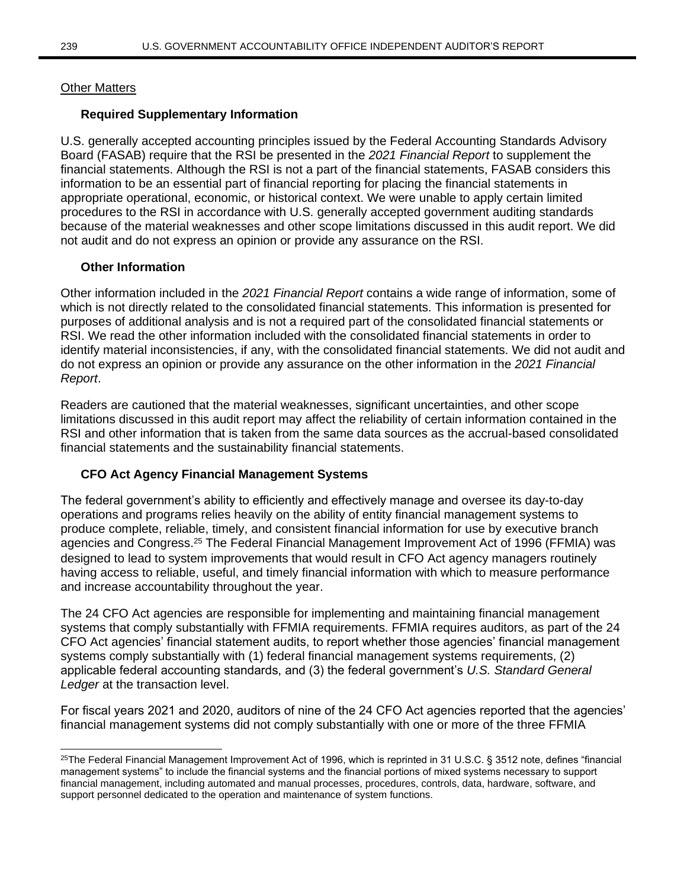Other Matters

### Required Supplementary Information

U.S. generally accepted accounting principles issued by the Federal Accounting Standards Advisory Board (FASAB) require that the RSI be presented in the *2021 Financial Report* to supplement the financial statements. Although the RSI is not a part of the financial statements, FASAB considers this information to be an essential part of financial reporting for placing the financial statements in appropriate operational, economic, or historical context. We were unable to apply certain limited procedures to the RSI in accordance with U.S. generally accepted government auditing standards because of the material weaknesses and other scope limitations discussed in this audit report. We did not audit and do not express an opinion or provide any assurance on the RSI.

### Other Information

Other information included in the *2021 Financial Report* contains a wide range of information, some of which is not directly related to the consolidated financial statements. This information is presented for purposes of additional analysis and is not a required part of the consolidated financial statements or RSI. We read the other information included with the consolidated financial statements in order to identify material inconsistencies, if any, with the consolidated financial statements. We did not audit and do not express an opinion or provide any assurance on the other information in the *2021 Financial Report*.

Readers are cautioned that the material weaknesses, significant uncertainties, and other scope limitations discussed in this audit report may affect the reliability of certain information contained in the RSI and other information that is taken from the same data sources as the accrual-based consolidated financial statements and the sustainability financial statements.

### CFO Act Agency Financial Management Systems

The federal government's ability to efficiently and effectively manage and oversee its day-to-day operations and programs relies heavily on the ability of entity financial management systems to produce complete, reliable, timely, and consistent financial information for use by executive branch agencies and Congress.[25] The Federal Financial Management Improvement Act of 1996 (FFMIA) was designed to lead to system improvements that would result in CFO Act agency managers routinely having access to reliable, useful, and timely financial information with which to measure performance and increase accountability throughout the year.

The 24 CFO Act agencies are responsible for implementing and maintaining financial management systems that comply substantially with FFMIA requirements. FFMIA requires auditors, as part of the 24 CFO Act agencies' financial statement audits, to report whether those agencies' financial management systems comply substantially with (1) federal financial management systems requirements, (2) applicable federal accounting standards, and (3) the federal government's *U.S. Standard General Ledger* at the transaction level.

For fiscal years 2021 and 2020, auditors of nine of the 24 CFO Act agencies reported that the agencies' financial management systems did not comply substantially with one or more of the three FFMIA

[25]The Federal Financial Management Improvement Act of 1996, which is reprinted in 31 U.S.C. § 3512 note, defines "financial management systems" to include the financial systems and the financial portions of mixed systems necessary to support financial management, including automated and manual processes, procedures, controls, data, hardware, software, and support personnel dedicated to the operation and maintenance of system functions.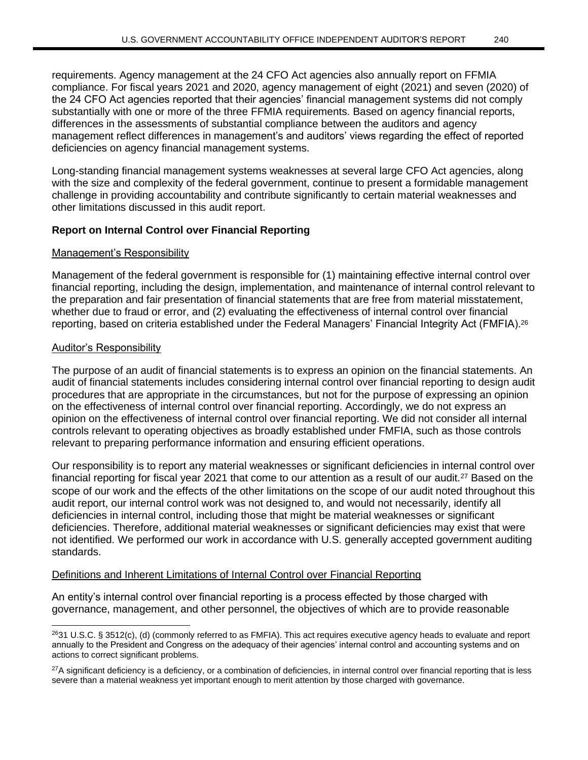requirements. Agency management at the 24 CFO Act agencies also annually report on FFMIA compliance. For fiscal years 2021 and 2020, agency management of eight (2021) and seven (2020) of the 24 CFO Act agencies reported that their agencies' financial management systems did not comply substantially with one or more of the three FFMIA requirements. Based on agency financial reports, differences in the assessments of substantial compliance between the auditors and agency management reflect differences in management's and auditors' views regarding the effect of reported deficiencies on agency financial management systems.

Long-standing financial management systems weaknesses at several large CFO Act agencies, along with the size and complexity of the federal government, continue to present a formidable management challenge in providing accountability and contribute significantly to certain material weaknesses and other limitations discussed in this audit report.

**Report on Internal Control over Financial Reporting**

Management's Responsibility

Management of the federal government is responsible for (1) maintaining effective internal control over financial reporting, including the design, implementation, and maintenance of internal control relevant to the preparation and fair presentation of financial statements that are free from material misstatement, whether due to fraud or error, and (2) evaluating the effectiveness of internal control over financial reporting, based on criteria established under the Federal Managers' Financial Integrity Act (FMFIA).[26]

Auditor's Responsibility

The purpose of an audit of financial statements is to express an opinion on the financial statements. An audit of financial statements includes considering internal control over financial reporting to design audit procedures that are appropriate in the circumstances, but not for the purpose of expressing an opinion on the effectiveness of internal control over financial reporting. Accordingly, we do not express an opinion on the effectiveness of internal control over financial reporting. We did not consider all internal controls relevant to operating objectives as broadly established under FMFIA, such as those controls relevant to preparing performance information and ensuring efficient operations.

Our responsibility is to report any material weaknesses or significant deficiencies in internal control over financial reporting for fiscal year 2021 that come to our attention as a result of our audit.[27] Based on the scope of our work and the effects of the other limitations on the scope of our audit noted throughout this audit report, our internal control work was not designed to, and would not necessarily, identify all deficiencies in internal control, including those that might be material weaknesses or significant deficiencies. Therefore, additional material weaknesses or significant deficiencies may exist that were not identified. We performed our work in accordance with U.S. generally accepted government auditing standards.

Definitions and Inherent Limitations of Internal Control over Financial Reporting

An entity's internal control over financial reporting is a process effected by those charged with governance, management, and other personnel, the objectives of which are to provide reasonable

[26] 31 U.S.C. § 3512(c), (d) (commonly referred to as FMFIA). This act requires executive agency heads to evaluate and report annually to the President and Congress on the adequacy of their agencies' internal control and accounting systems and on actions to correct significant problems.

[27] A significant deficiency is a deficiency, or a combination of deficiencies, in internal control over financial reporting that is less severe than a material weakness yet important enough to merit attention by those charged with governance.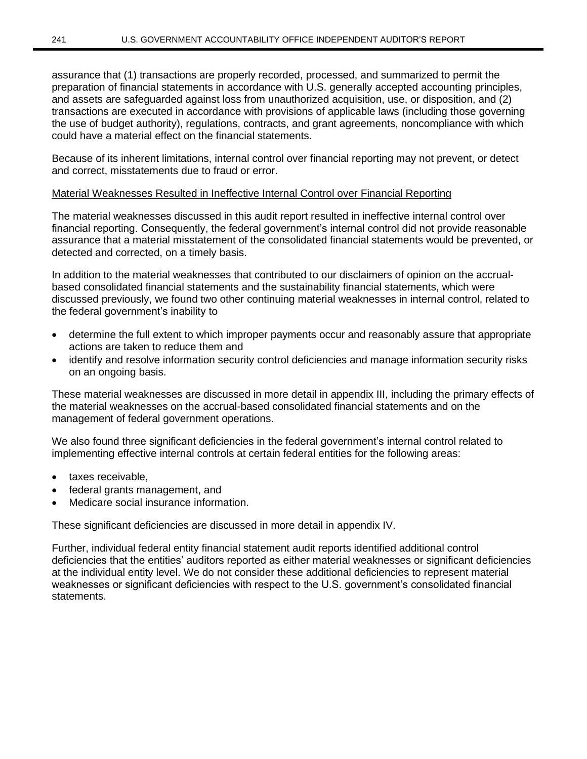assurance that (1) transactions are properly recorded, processed, and summarized to permit the preparation of financial statements in accordance with U.S. generally accepted accounting principles, and assets are safeguarded against loss from unauthorized acquisition, use, or disposition, and (2) transactions are executed in accordance with provisions of applicable laws (including those governing the use of budget authority), regulations, contracts, and grant agreements, noncompliance with which could have a material effect on the financial statements.

Because of its inherent limitations, internal control over financial reporting may not prevent, or detect and correct, misstatements due to fraud or error.

Material Weaknesses Resulted in Ineffective Internal Control over Financial Reporting

The material weaknesses discussed in this audit report resulted in ineffective internal control over financial reporting. Consequently, the federal government's internal control did not provide reasonable assurance that a material misstatement of the consolidated financial statements would be prevented, or detected and corrected, on a timely basis.

In addition to the material weaknesses that contributed to our disclaimers of opinion on the accrual-based consolidated financial statements and the sustainability financial statements, which were discussed previously, we found two other continuing material weaknesses in internal control, related to the federal government's inability to

- determine the full extent to which improper payments occur and reasonably assure that appropriate actions are taken to reduce them and
- identify and resolve information security control deficiencies and manage information security risks on an ongoing basis.

These material weaknesses are discussed in more detail in appendix III, including the primary effects of the material weaknesses on the accrual-based consolidated financial statements and on the management of federal government operations.

We also found three significant deficiencies in the federal government's internal control related to implementing effective internal controls at certain federal entities for the following areas:

- taxes receivable,
- federal grants management, and
- Medicare social insurance information.

These significant deficiencies are discussed in more detail in appendix IV.

Further, individual federal entity financial statement audit reports identified additional control deficiencies that the entities' auditors reported as either material weaknesses or significant deficiencies at the individual entity level. We do not consider these additional deficiencies to represent material weaknesses or significant deficiencies with respect to the U.S. government's consolidated financial statements.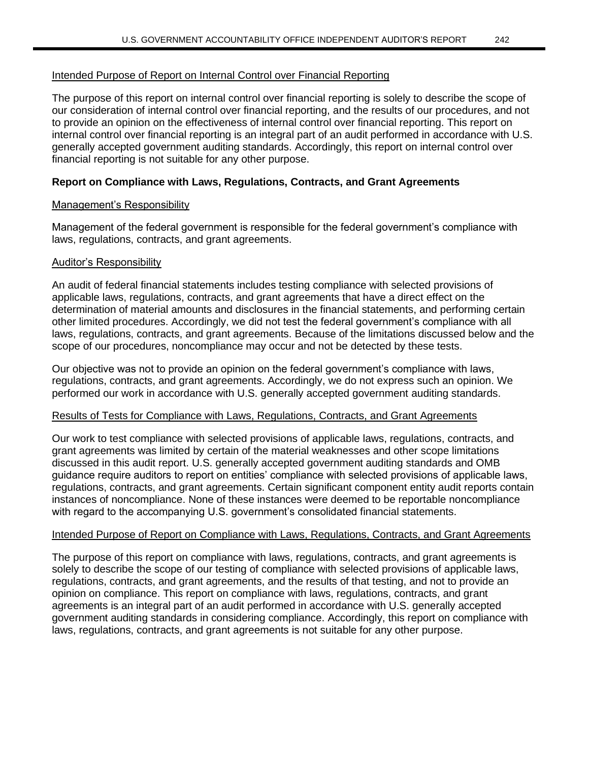Intended Purpose of Report on Internal Control over Financial Reporting

The purpose of this report on internal control over financial reporting is solely to describe the scope of our consideration of internal control over financial reporting, and the results of our procedures, and not to provide an opinion on the effectiveness of internal control over financial reporting. This report on internal control over financial reporting is an integral part of an audit performed in accordance with U.S. generally accepted government auditing standards. Accordingly, this report on internal control over financial reporting is not suitable for any other purpose.

**Report on Compliance with Laws, Regulations, Contracts, and Grant Agreements**

Management's Responsibility

Management of the federal government is responsible for the federal government's compliance with laws, regulations, contracts, and grant agreements.

Auditor's Responsibility

An audit of federal financial statements includes testing compliance with selected provisions of applicable laws, regulations, contracts, and grant agreements that have a direct effect on the determination of material amounts and disclosures in the financial statements, and performing certain other limited procedures. Accordingly, we did not test the federal government's compliance with all laws, regulations, contracts, and grant agreements. Because of the limitations discussed below and the scope of our procedures, noncompliance may occur and not be detected by these tests.

Our objective was not to provide an opinion on the federal government's compliance with laws, regulations, contracts, and grant agreements. Accordingly, we do not express such an opinion. We performed our work in accordance with U.S. generally accepted government auditing standards.

Results of Tests for Compliance with Laws, Regulations, Contracts, and Grant Agreements

Our work to test compliance with selected provisions of applicable laws, regulations, contracts, and grant agreements was limited by certain of the material weaknesses and other scope limitations discussed in this audit report. U.S. generally accepted government auditing standards and OMB guidance require auditors to report on entities' compliance with selected provisions of applicable laws, regulations, contracts, and grant agreements. Certain significant component entity audit reports contain instances of noncompliance. None of these instances were deemed to be reportable noncompliance with regard to the accompanying U.S. government's consolidated financial statements.

Intended Purpose of Report on Compliance with Laws, Regulations, Contracts, and Grant Agreements

The purpose of this report on compliance with laws, regulations, contracts, and grant agreements is solely to describe the scope of our testing of compliance with selected provisions of applicable laws, regulations, contracts, and grant agreements, and the results of that testing, and not to provide an opinion on compliance. This report on compliance with laws, regulations, contracts, and grant agreements is an integral part of an audit performed in accordance with U.S. generally accepted government auditing standards in considering compliance. Accordingly, this report on compliance with laws, regulations, contracts, and grant agreements is not suitable for any other purpose.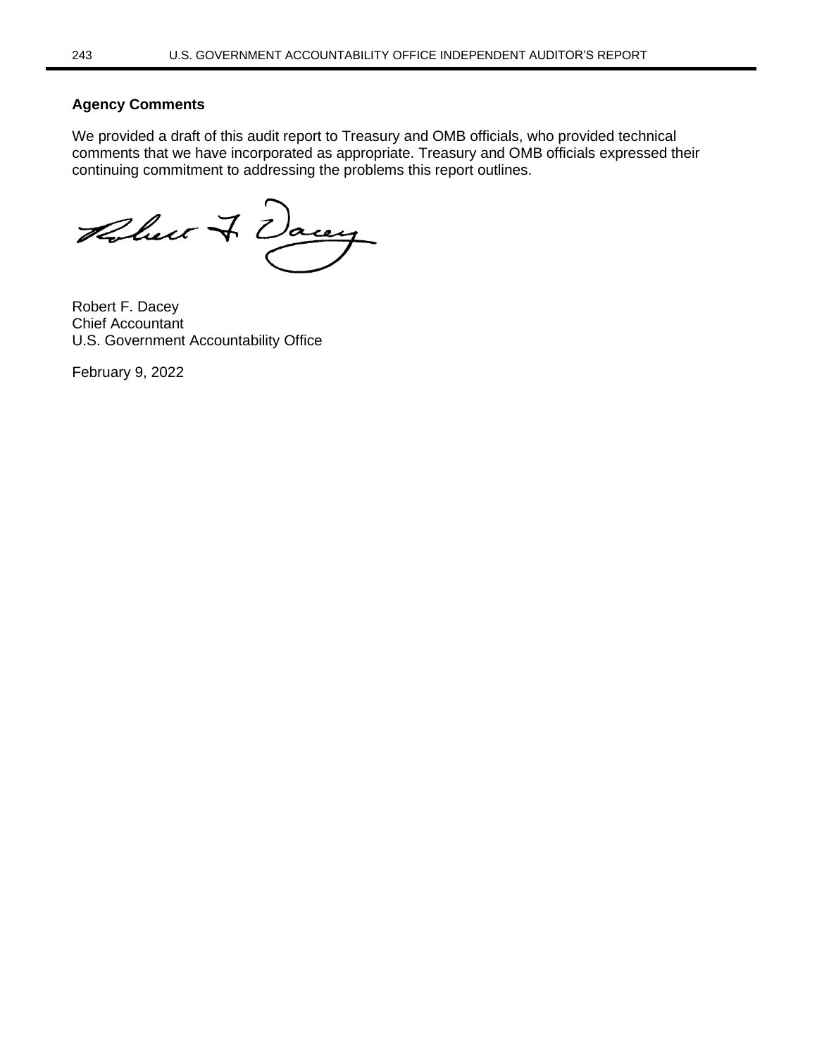### Agency Comments

We provided a draft of this audit report to Treasury and OMB officials, who provided technical comments that we have incorporated as appropriate. Treasury and OMB officials expressed their continuing commitment to addressing the problems this report outlines.

Robert F. Dacey
Chief Accountant
U.S. Government Accountability Office

February 9, 2022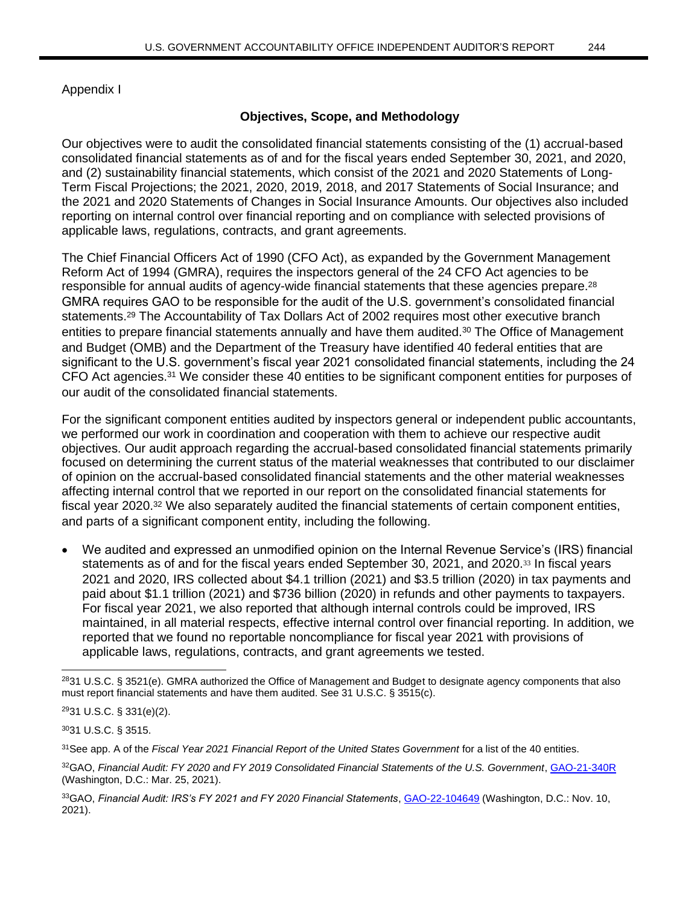Appendix I

## Objectives, Scope, and Methodology

Our objectives were to audit the consolidated financial statements consisting of the (1) accrual-based consolidated financial statements as of and for the fiscal years ended September 30, 2021, and 2020, and (2) sustainability financial statements, which consist of the 2021 and 2020 Statements of Long-Term Fiscal Projections; the 2021, 2020, 2019, 2018, and 2017 Statements of Social Insurance; and the 2021 and 2020 Statements of Changes in Social Insurance Amounts. Our objectives also included reporting on internal control over financial reporting and on compliance with selected provisions of applicable laws, regulations, contracts, and grant agreements.

The Chief Financial Officers Act of 1990 (CFO Act), as expanded by the Government Management Reform Act of 1994 (GMRA), requires the inspectors general of the 24 CFO Act agencies to be responsible for annual audits of agency-wide financial statements that these agencies prepare.[28] GMRA requires GAO to be responsible for the audit of the U.S. government's consolidated financial statements.[29] The Accountability of Tax Dollars Act of 2002 requires most other executive branch entities to prepare financial statements annually and have them audited.[30] The Office of Management and Budget (OMB) and the Department of the Treasury have identified 40 federal entities that are significant to the U.S. government's fiscal year 2021 consolidated financial statements, including the 24 CFO Act agencies.[31] We consider these 40 entities to be significant component entities for purposes of our audit of the consolidated financial statements.

For the significant component entities audited by inspectors general or independent public accountants, we performed our work in coordination and cooperation with them to achieve our respective audit objectives. Our audit approach regarding the accrual-based consolidated financial statements primarily focused on determining the current status of the material weaknesses that contributed to our disclaimer of opinion on the accrual-based consolidated financial statements and the other material weaknesses affecting internal control that we reported in our report on the consolidated financial statements for fiscal year 2020.[32] We also separately audited the financial statements of certain component entities, and parts of a significant component entity, including the following.

- We audited and expressed an unmodified opinion on the Internal Revenue Service's (IRS) financial statements as of and for the fiscal years ended September 30, 2021, and 2020.[33] In fiscal years 2021 and 2020, IRS collected about $4.1 trillion (2021) and $3.5 trillion (2020) in tax payments and paid about $1.1 trillion (2021) and $736 billion (2020) in refunds and other payments to taxpayers. For fiscal year 2021, we also reported that although internal controls could be improved, IRS maintained, in all material respects, effective internal control over financial reporting. In addition, we reported that we found no reportable noncompliance for fiscal year 2021 with provisions of applicable laws, regulations, contracts, and grant agreements we tested.

---

[28] 31 U.S.C. § 3521(e). GMRA authorized the Office of Management and Budget to designate agency components that also must report financial statements and have them audited. See 31 U.S.C. § 3515(c).

[29] 31 U.S.C. § 331(e)(2).

[30] 31 U.S.C. § 3515.

[31] See app. A of the *Fiscal Year 2021 Financial Report of the United States Government* for a list of the 40 entities.

[32] GAO, *Financial Audit: FY 2020 and FY 2019 Consolidated Financial Statements of the U.S. Government*, GAO-21-340R (Washington, D.C.: Mar. 25, 2021).

[33] GAO, *Financial Audit: IRS's FY 2021 and FY 2020 Financial Statements*, GAO-22-104649 (Washington, D.C.: Nov. 10, 2021).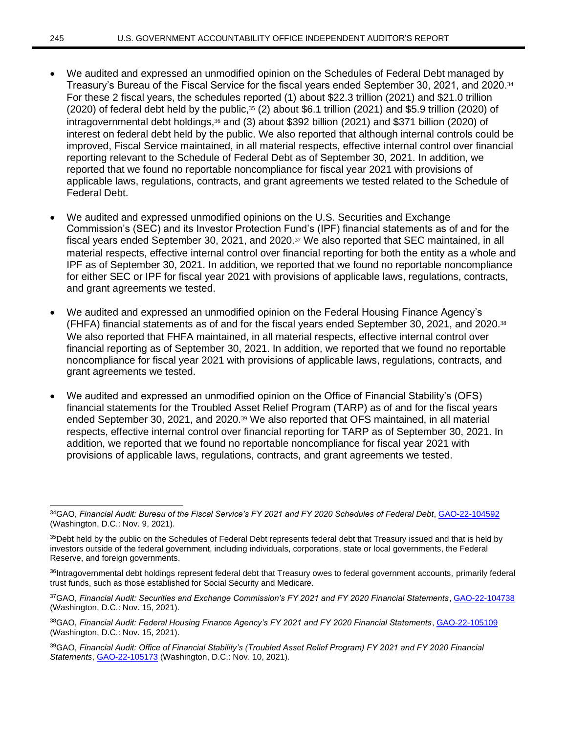- We audited and expressed an unmodified opinion on the Schedules of Federal Debt managed by Treasury's Bureau of the Fiscal Service for the fiscal years ended September 30, 2021, and 2020.[34] For these 2 fiscal years, the schedules reported (1) about $22.3 trillion (2021) and $21.0 trillion (2020) of federal debt held by the public,[35] (2) about $6.1 trillion (2021) and $5.9 trillion (2020) of intragovernmental debt holdings,[36] and (3) about $392 billion (2021) and $371 billion (2020) of interest on federal debt held by the public. We also reported that although internal controls could be improved, Fiscal Service maintained, in all material respects, effective internal control over financial reporting relevant to the Schedule of Federal Debt as of September 30, 2021. In addition, we reported that we found no reportable noncompliance for fiscal year 2021 with provisions of applicable laws, regulations, contracts, and grant agreements we tested related to the Schedule of Federal Debt.

- We audited and expressed unmodified opinions on the U.S. Securities and Exchange Commission's (SEC) and its Investor Protection Fund's (IPF) financial statements as of and for the fiscal years ended September 30, 2021, and 2020.[37] We also reported that SEC maintained, in all material respects, effective internal control over financial reporting for both the entity as a whole and IPF as of September 30, 2021. In addition, we reported that we found no reportable noncompliance for either SEC or IPF for fiscal year 2021 with provisions of applicable laws, regulations, contracts, and grant agreements we tested.

- We audited and expressed an unmodified opinion on the Federal Housing Finance Agency's (FHFA) financial statements as of and for the fiscal years ended September 30, 2021, and 2020.[38] We also reported that FHFA maintained, in all material respects, effective internal control over financial reporting as of September 30, 2021. In addition, we reported that we found no reportable noncompliance for fiscal year 2021 with provisions of applicable laws, regulations, contracts, and grant agreements we tested.

- We audited and expressed an unmodified opinion on the Office of Financial Stability's (OFS) financial statements for the Troubled Asset Relief Program (TARP) as of and for the fiscal years ended September 30, 2021, and 2020.[39] We also reported that OFS maintained, in all material respects, effective internal control over financial reporting for TARP as of September 30, 2021. In addition, we reported that we found no reportable noncompliance for fiscal year 2021 with provisions of applicable laws, regulations, contracts, and grant agreements we tested.

---

[34]GAO, *Financial Audit: Bureau of the Fiscal Service's FY 2021 and FY 2020 Schedules of Federal Debt*, GAO-22-104592 (Washington, D.C.: Nov. 9, 2021).

[35]Debt held by the public on the Schedules of Federal Debt represents federal debt that Treasury issued and that is held by investors outside of the federal government, including individuals, corporations, state or local governments, the Federal Reserve, and foreign governments.

[36]Intragovernmental debt holdings represent federal debt that Treasury owes to federal government accounts, primarily federal trust funds, such as those established for Social Security and Medicare.

[37]GAO, *Financial Audit: Securities and Exchange Commission's FY 2021 and FY 2020 Financial Statements*, GAO-22-104738 (Washington, D.C.: Nov. 15, 2021).

[38]GAO, *Financial Audit: Federal Housing Finance Agency's FY 2021 and FY 2020 Financial Statements*, GAO-22-105109 (Washington, D.C.: Nov. 15, 2021).

[39]GAO, *Financial Audit: Office of Financial Stability's (Troubled Asset Relief Program) FY 2021 and FY 2020 Financial Statements*, GAO-22-105173 (Washington, D.C.: Nov. 10, 2021).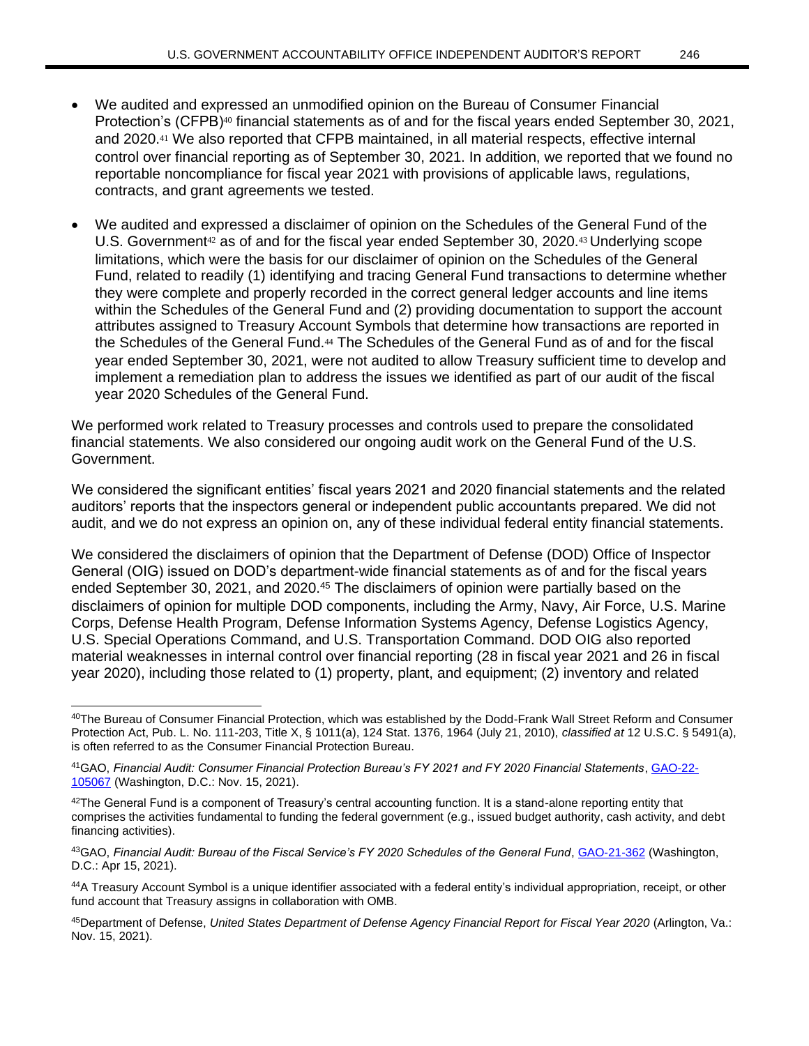- We audited and expressed an unmodified opinion on the Bureau of Consumer Financial Protection's (CFPB)[40] financial statements as of and for the fiscal years ended September 30, 2021, and 2020.[41] We also reported that CFPB maintained, in all material respects, effective internal control over financial reporting as of September 30, 2021. In addition, we reported that we found no reportable noncompliance for fiscal year 2021 with provisions of applicable laws, regulations, contracts, and grant agreements we tested.

- We audited and expressed a disclaimer of opinion on the Schedules of the General Fund of the U.S. Government[42] as of and for the fiscal year ended September 30, 2020.[43] Underlying scope limitations, which were the basis for our disclaimer of opinion on the Schedules of the General Fund, related to readily (1) identifying and tracing General Fund transactions to determine whether they were complete and properly recorded in the correct general ledger accounts and line items within the Schedules of the General Fund and (2) providing documentation to support the account attributes assigned to Treasury Account Symbols that determine how transactions are reported in the Schedules of the General Fund.[44] The Schedules of the General Fund as of and for the fiscal year ended September 30, 2021, were not audited to allow Treasury sufficient time to develop and implement a remediation plan to address the issues we identified as part of our audit of the fiscal year 2020 Schedules of the General Fund.

We performed work related to Treasury processes and controls used to prepare the consolidated financial statements. We also considered our ongoing audit work on the General Fund of the U.S. Government.

We considered the significant entities' fiscal years 2021 and 2020 financial statements and the related auditors' reports that the inspectors general or independent public accountants prepared. We did not audit, and we do not express an opinion on, any of these individual federal entity financial statements.

We considered the disclaimers of opinion that the Department of Defense (DOD) Office of Inspector General (OIG) issued on DOD's department-wide financial statements as of and for the fiscal years ended September 30, 2021, and 2020.[45] The disclaimers of opinion were partially based on the disclaimers of opinion for multiple DOD components, including the Army, Navy, Air Force, U.S. Marine Corps, Defense Health Program, Defense Information Systems Agency, Defense Logistics Agency, U.S. Special Operations Command, and U.S. Transportation Command. DOD OIG also reported material weaknesses in internal control over financial reporting (28 in fiscal year 2021 and 26 in fiscal year 2020), including those related to (1) property, plant, and equipment; (2) inventory and related

---

[40] The Bureau of Consumer Financial Protection, which was established by the Dodd-Frank Wall Street Reform and Consumer Protection Act, Pub. L. No. 111-203, Title X, § 1011(a), 124 Stat. 1376, 1964 (July 21, 2010), *classified at* 12 U.S.C. § 5491(a), is often referred to as the Consumer Financial Protection Bureau.

[41] GAO, *Financial Audit: Consumer Financial Protection Bureau's FY 2021 and FY 2020 Financial Statements*, GAO-22-105067 (Washington, D.C.: Nov. 15, 2021).

[42] The General Fund is a component of Treasury's central accounting function. It is a stand-alone reporting entity that comprises the activities fundamental to funding the federal government (e.g., issued budget authority, cash activity, and debt financing activities).

[43] GAO, *Financial Audit: Bureau of the Fiscal Service's FY 2020 Schedules of the General Fund*, GAO-21-362 (Washington, D.C.: Apr 15, 2021).

[44] A Treasury Account Symbol is a unique identifier associated with a federal entity's individual appropriation, receipt, or other fund account that Treasury assigns in collaboration with OMB.

[45] Department of Defense, *United States Department of Defense Agency Financial Report for Fiscal Year 2020* (Arlington, Va.: Nov. 15, 2021).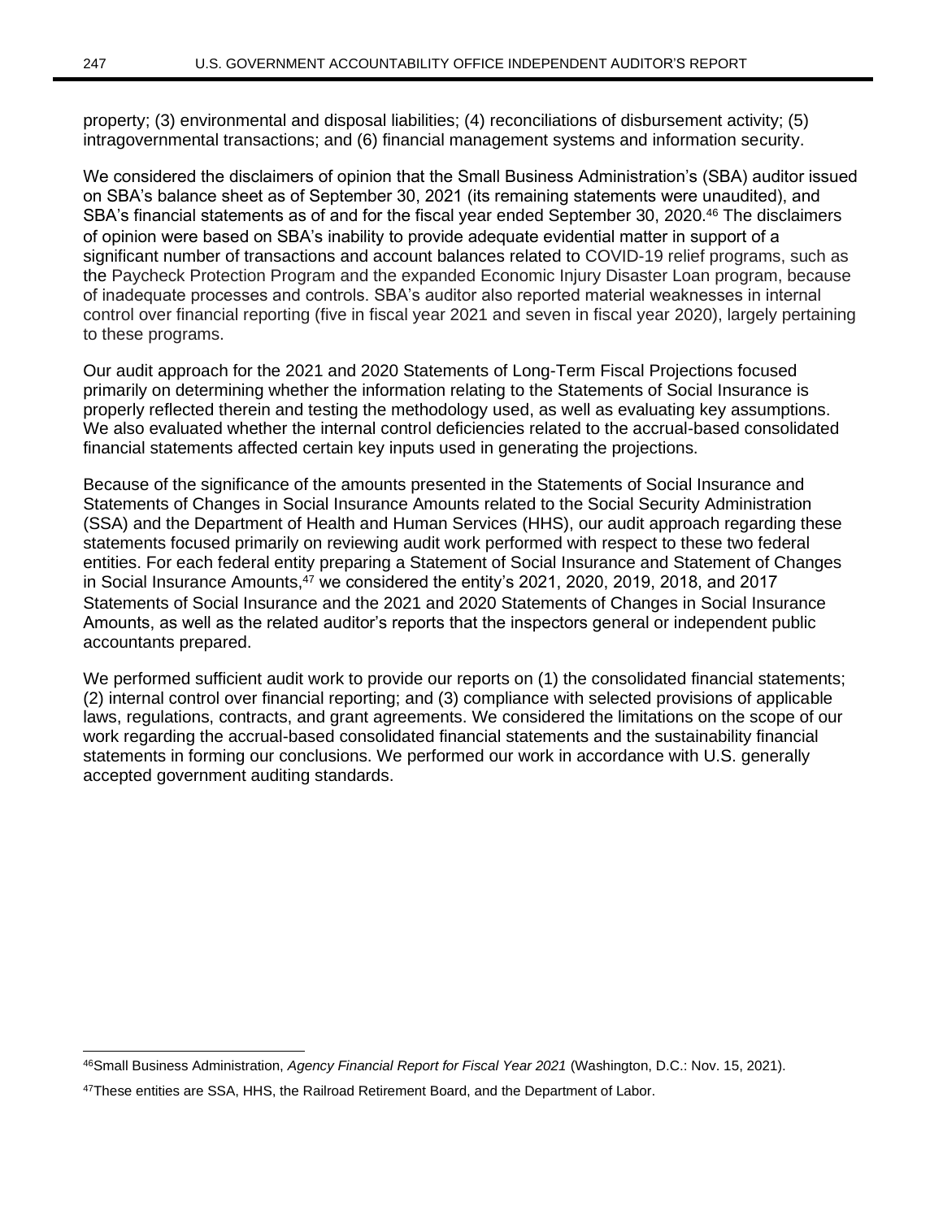property; (3) environmental and disposal liabilities; (4) reconciliations of disbursement activity; (5) intragovernmental transactions; and (6) financial management systems and information security.

We considered the disclaimers of opinion that the Small Business Administration's (SBA) auditor issued on SBA's balance sheet as of September 30, 2021 (its remaining statements were unaudited), and SBA's financial statements as of and for the fiscal year ended September 30, 2020.[46] The disclaimers of opinion were based on SBA's inability to provide adequate evidential matter in support of a significant number of transactions and account balances related to COVID-19 relief programs, such as the Paycheck Protection Program and the expanded Economic Injury Disaster Loan program, because of inadequate processes and controls. SBA's auditor also reported material weaknesses in internal control over financial reporting (five in fiscal year 2021 and seven in fiscal year 2020), largely pertaining to these programs.

Our audit approach for the 2021 and 2020 Statements of Long-Term Fiscal Projections focused primarily on determining whether the information relating to the Statements of Social Insurance is properly reflected therein and testing the methodology used, as well as evaluating key assumptions. We also evaluated whether the internal control deficiencies related to the accrual-based consolidated financial statements affected certain key inputs used in generating the projections.

Because of the significance of the amounts presented in the Statements of Social Insurance and Statements of Changes in Social Insurance Amounts related to the Social Security Administration (SSA) and the Department of Health and Human Services (HHS), our audit approach regarding these statements focused primarily on reviewing audit work performed with respect to these two federal entities. For each federal entity preparing a Statement of Social Insurance and Statement of Changes in Social Insurance Amounts,[47] we considered the entity's 2021, 2020, 2019, 2018, and 2017 Statements of Social Insurance and the 2021 and 2020 Statements of Changes in Social Insurance Amounts, as well as the related auditor's reports that the inspectors general or independent public accountants prepared.

We performed sufficient audit work to provide our reports on (1) the consolidated financial statements; (2) internal control over financial reporting; and (3) compliance with selected provisions of applicable laws, regulations, contracts, and grant agreements. We considered the limitations on the scope of our work regarding the accrual-based consolidated financial statements and the sustainability financial statements in forming our conclusions. We performed our work in accordance with U.S. generally accepted government auditing standards.

[46] Small Business Administration, *Agency Financial Report for Fiscal Year 2021* (Washington, D.C.: Nov. 15, 2021).

[47] These entities are SSA, HHS, the Railroad Retirement Board, and the Department of Labor.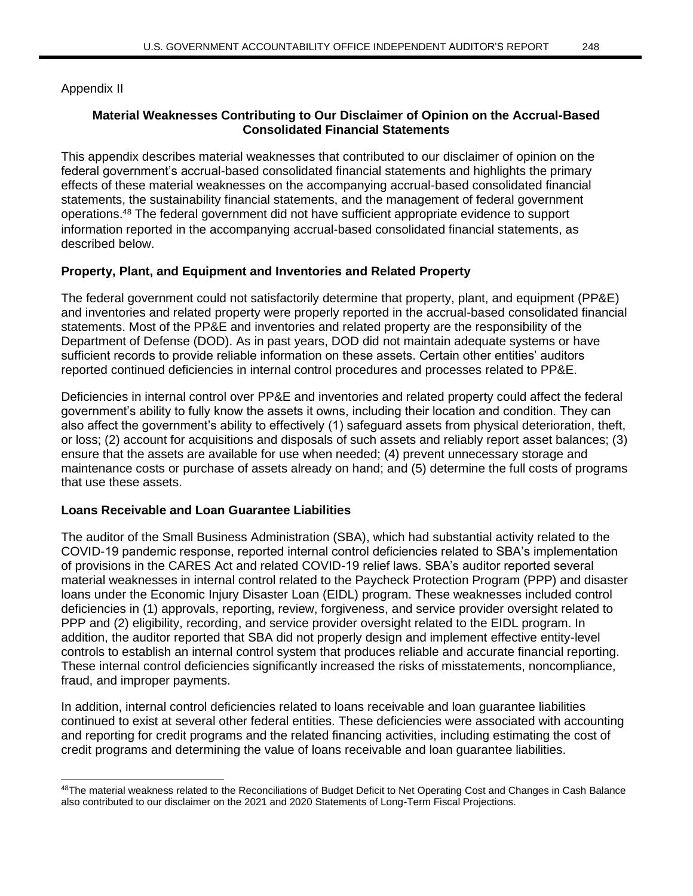Appendix II

## Material Weaknesses Contributing to Our Disclaimer of Opinion on the Accrual-Based Consolidated Financial Statements

This appendix describes material weaknesses that contributed to our disclaimer of opinion on the federal government's accrual-based consolidated financial statements and highlights the primary effects of these material weaknesses on the accompanying accrual-based consolidated financial statements, the sustainability financial statements, and the management of federal government operations.[48] The federal government did not have sufficient appropriate evidence to support information reported in the accompanying accrual-based consolidated financial statements, as described below.

### Property, Plant, and Equipment and Inventories and Related Property

The federal government could not satisfactorily determine that property, plant, and equipment (PP&E) and inventories and related property were properly reported in the accrual-based consolidated financial statements. Most of the PP&E and inventories and related property are the responsibility of the Department of Defense (DOD). As in past years, DOD did not maintain adequate systems or have sufficient records to provide reliable information on these assets. Certain other entities' auditors reported continued deficiencies in internal control procedures and processes related to PP&E.

Deficiencies in internal control over PP&E and inventories and related property could affect the federal government's ability to fully know the assets it owns, including their location and condition. They can also affect the government's ability to effectively (1) safeguard assets from physical deterioration, theft, or loss; (2) account for acquisitions and disposals of such assets and reliably report asset balances; (3) ensure that the assets are available for use when needed; (4) prevent unnecessary storage and maintenance costs or purchase of assets already on hand; and (5) determine the full costs of programs that use these assets.

### Loans Receivable and Loan Guarantee Liabilities

The auditor of the Small Business Administration (SBA), which had substantial activity related to the COVID-19 pandemic response, reported internal control deficiencies related to SBA's implementation of provisions in the CARES Act and related COVID-19 relief laws. SBA's auditor reported several material weaknesses in internal control related to the Paycheck Protection Program (PPP) and disaster loans under the Economic Injury Disaster Loan (EIDL) program. These weaknesses included control deficiencies in (1) approvals, reporting, review, forgiveness, and service provider oversight related to PPP and (2) eligibility, recording, and service provider oversight related to the EIDL program. In addition, the auditor reported that SBA did not properly design and implement effective entity-level controls to establish an internal control system that produces reliable and accurate financial reporting. These internal control deficiencies significantly increased the risks of misstatements, noncompliance, fraud, and improper payments.

In addition, internal control deficiencies related to loans receivable and loan guarantee liabilities continued to exist at several other federal entities. These deficiencies were associated with accounting and reporting for credit programs and the related financing activities, including estimating the cost of credit programs and determining the value of loans receivable and loan guarantee liabilities.

---

[48] The material weakness related to the Reconciliations of Budget Deficit to Net Operating Cost and Changes in Cash Balance also contributed to our disclaimer on the 2021 and 2020 Statements of Long-Term Fiscal Projections.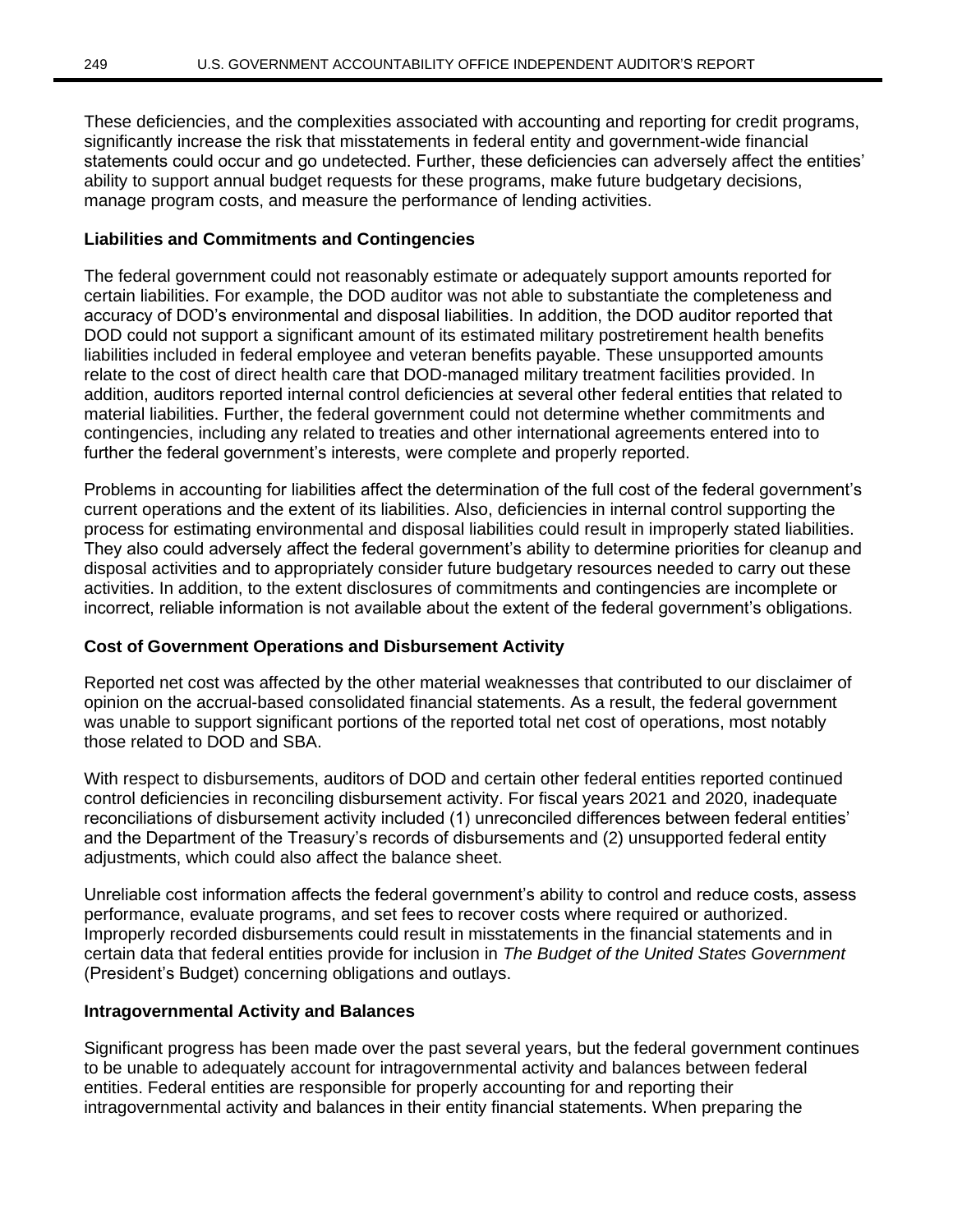These deficiencies, and the complexities associated with accounting and reporting for credit programs, significantly increase the risk that misstatements in federal entity and government-wide financial statements could occur and go undetected. Further, these deficiencies can adversely affect the entities' ability to support annual budget requests for these programs, make future budgetary decisions, manage program costs, and measure the performance of lending activities.

**Liabilities and Commitments and Contingencies**

The federal government could not reasonably estimate or adequately support amounts reported for certain liabilities. For example, the DOD auditor was not able to substantiate the completeness and accuracy of DOD's environmental and disposal liabilities. In addition, the DOD auditor reported that DOD could not support a significant amount of its estimated military postretirement health benefits liabilities included in federal employee and veteran benefits payable. These unsupported amounts relate to the cost of direct health care that DOD-managed military treatment facilities provided. In addition, auditors reported internal control deficiencies at several other federal entities that related to material liabilities. Further, the federal government could not determine whether commitments and contingencies, including any related to treaties and other international agreements entered into to further the federal government's interests, were complete and properly reported.

Problems in accounting for liabilities affect the determination of the full cost of the federal government's current operations and the extent of its liabilities. Also, deficiencies in internal control supporting the process for estimating environmental and disposal liabilities could result in improperly stated liabilities. They also could adversely affect the federal government's ability to determine priorities for cleanup and disposal activities and to appropriately consider future budgetary resources needed to carry out these activities. In addition, to the extent disclosures of commitments and contingencies are incomplete or incorrect, reliable information is not available about the extent of the federal government's obligations.

**Cost of Government Operations and Disbursement Activity**

Reported net cost was affected by the other material weaknesses that contributed to our disclaimer of opinion on the accrual-based consolidated financial statements. As a result, the federal government was unable to support significant portions of the reported total net cost of operations, most notably those related to DOD and SBA.

With respect to disbursements, auditors of DOD and certain other federal entities reported continued control deficiencies in reconciling disbursement activity. For fiscal years 2021 and 2020, inadequate reconciliations of disbursement activity included (1) unreconciled differences between federal entities' and the Department of the Treasury's records of disbursements and (2) unsupported federal entity adjustments, which could also affect the balance sheet.

Unreliable cost information affects the federal government's ability to control and reduce costs, assess performance, evaluate programs, and set fees to recover costs where required or authorized. Improperly recorded disbursements could result in misstatements in the financial statements and in certain data that federal entities provide for inclusion in *The Budget of the United States Government* (President's Budget) concerning obligations and outlays.

**Intragovernmental Activity and Balances**

Significant progress has been made over the past several years, but the federal government continues to be unable to adequately account for intragovernmental activity and balances between federal entities. Federal entities are responsible for properly accounting for and reporting their intragovernmental activity and balances in their entity financial statements. When preparing the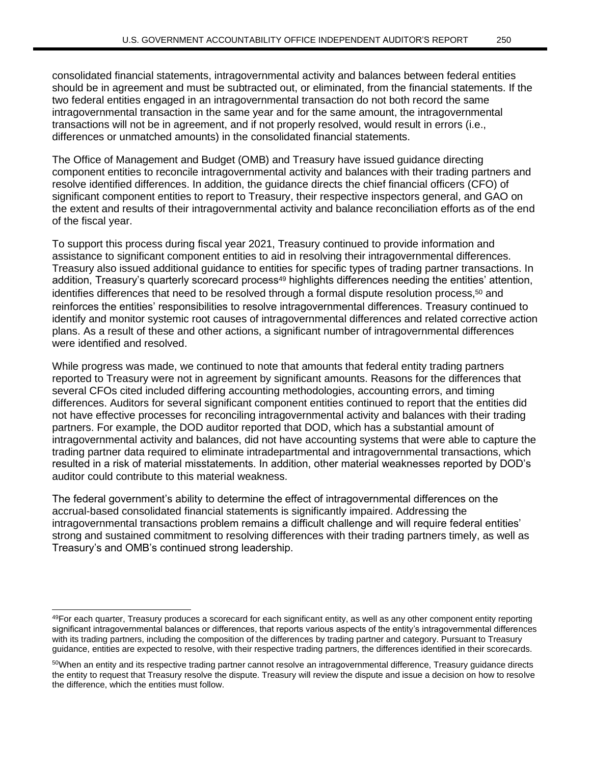consolidated financial statements, intragovernmental activity and balances between federal entities should be in agreement and must be subtracted out, or eliminated, from the financial statements. If the two federal entities engaged in an intragovernmental transaction do not both record the same intragovernmental transaction in the same year and for the same amount, the intragovernmental transactions will not be in agreement, and if not properly resolved, would result in errors (i.e., differences or unmatched amounts) in the consolidated financial statements.

The Office of Management and Budget (OMB) and Treasury have issued guidance directing component entities to reconcile intragovernmental activity and balances with their trading partners and resolve identified differences. In addition, the guidance directs the chief financial officers (CFO) of significant component entities to report to Treasury, their respective inspectors general, and GAO on the extent and results of their intragovernmental activity and balance reconciliation efforts as of the end of the fiscal year.

To support this process during fiscal year 2021, Treasury continued to provide information and assistance to significant component entities to aid in resolving their intragovernmental differences. Treasury also issued additional guidance to entities for specific types of trading partner transactions. In addition, Treasury's quarterly scorecard process[49] highlights differences needing the entities' attention, identifies differences that need to be resolved through a formal dispute resolution process,[50] and reinforces the entities' responsibilities to resolve intragovernmental differences. Treasury continued to identify and monitor systemic root causes of intragovernmental differences and related corrective action plans. As a result of these and other actions, a significant number of intragovernmental differences were identified and resolved.

While progress was made, we continued to note that amounts that federal entity trading partners reported to Treasury were not in agreement by significant amounts. Reasons for the differences that several CFOs cited included differing accounting methodologies, accounting errors, and timing differences. Auditors for several significant component entities continued to report that the entities did not have effective processes for reconciling intragovernmental activity and balances with their trading partners. For example, the DOD auditor reported that DOD, which has a substantial amount of intragovernmental activity and balances, did not have accounting systems that were able to capture the trading partner data required to eliminate intradepartmental and intragovernmental transactions, which resulted in a risk of material misstatements. In addition, other material weaknesses reported by DOD's auditor could contribute to this material weakness.

The federal government's ability to determine the effect of intragovernmental differences on the accrual-based consolidated financial statements is significantly impaired. Addressing the intragovernmental transactions problem remains a difficult challenge and will require federal entities' strong and sustained commitment to resolving differences with their trading partners timely, as well as Treasury's and OMB's continued strong leadership.

---

[49]For each quarter, Treasury produces a scorecard for each significant entity, as well as any other component entity reporting significant intragovernmental balances or differences, that reports various aspects of the entity's intragovernmental differences with its trading partners, including the composition of the differences by trading partner and category. Pursuant to Treasury guidance, entities are expected to resolve, with their respective trading partners, the differences identified in their scorecards.

[50]When an entity and its respective trading partner cannot resolve an intragovernmental difference, Treasury guidance directs the entity to request that Treasury resolve the dispute. Treasury will review the dispute and issue a decision on how to resolve the difference, which the entities must follow.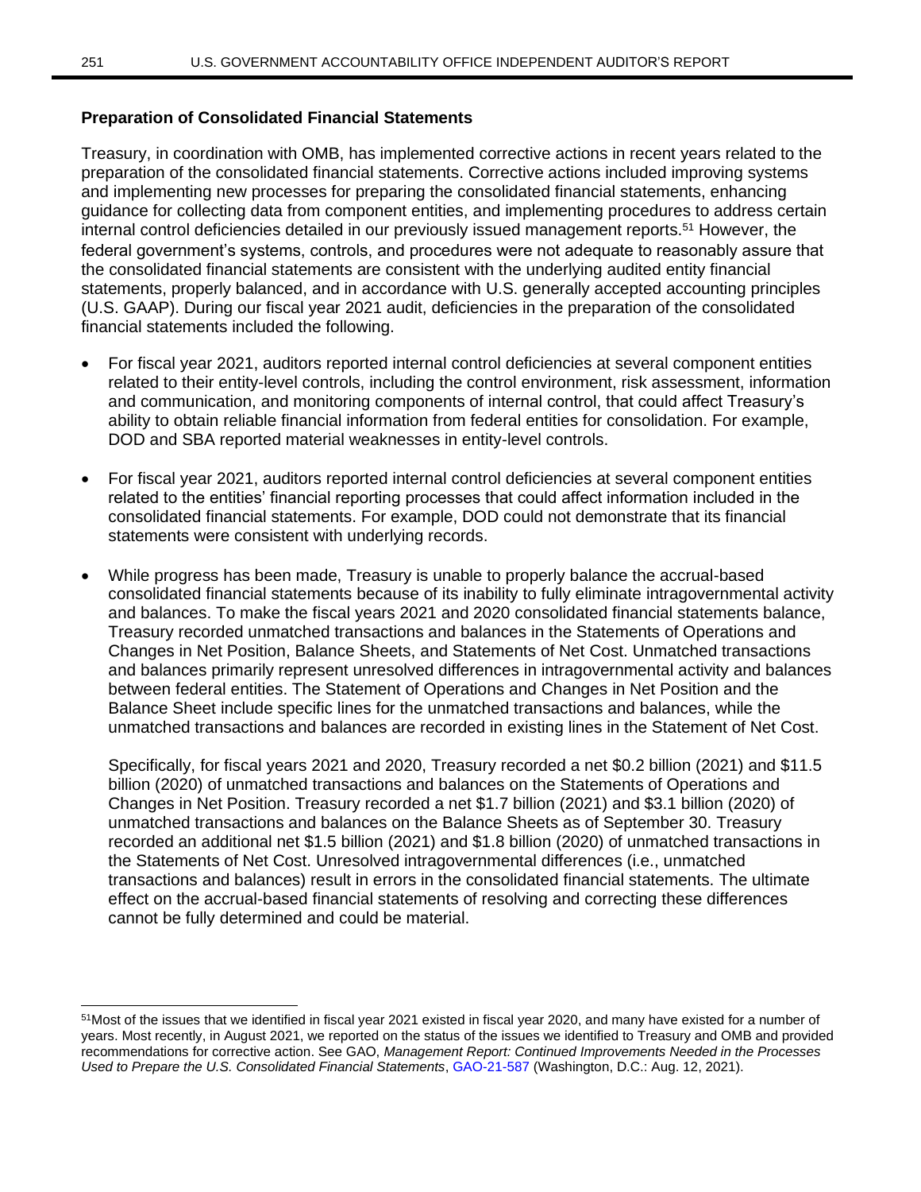### Preparation of Consolidated Financial Statements

Treasury, in coordination with OMB, has implemented corrective actions in recent years related to the preparation of the consolidated financial statements. Corrective actions included improving systems and implementing new processes for preparing the consolidated financial statements, enhancing guidance for collecting data from component entities, and implementing procedures to address certain internal control deficiencies detailed in our previously issued management reports.[51] However, the federal government's systems, controls, and procedures were not adequate to reasonably assure that the consolidated financial statements are consistent with the underlying audited entity financial statements, properly balanced, and in accordance with U.S. generally accepted accounting principles (U.S. GAAP). During our fiscal year 2021 audit, deficiencies in the preparation of the consolidated financial statements included the following.

- For fiscal year 2021, auditors reported internal control deficiencies at several component entities related to their entity-level controls, including the control environment, risk assessment, information and communication, and monitoring components of internal control, that could affect Treasury's ability to obtain reliable financial information from federal entities for consolidation. For example, DOD and SBA reported material weaknesses in entity-level controls.
- For fiscal year 2021, auditors reported internal control deficiencies at several component entities related to the entities' financial reporting processes that could affect information included in the consolidated financial statements. For example, DOD could not demonstrate that its financial statements were consistent with underlying records.
- While progress has been made, Treasury is unable to properly balance the accrual-based consolidated financial statements because of its inability to fully eliminate intragovernmental activity and balances. To make the fiscal years 2021 and 2020 consolidated financial statements balance, Treasury recorded unmatched transactions and balances in the Statements of Operations and Changes in Net Position, Balance Sheets, and Statements of Net Cost. Unmatched transactions and balances primarily represent unresolved differences in intragovernmental activity and balances between federal entities. The Statement of Operations and Changes in Net Position and the Balance Sheet include specific lines for the unmatched transactions and balances, while the unmatched transactions and balances are recorded in existing lines in the Statement of Net Cost.

  Specifically, for fiscal years 2021 and 2020, Treasury recorded a net $0.2 billion (2021) and $11.5 billion (2020) of unmatched transactions and balances on the Statements of Operations and Changes in Net Position. Treasury recorded a net $1.7 billion (2021) and $3.1 billion (2020) of unmatched transactions and balances on the Balance Sheets as of September 30. Treasury recorded an additional net $1.5 billion (2021) and $1.8 billion (2020) of unmatched transactions in the Statements of Net Cost. Unresolved intragovernmental differences (i.e., unmatched transactions and balances) result in errors in the consolidated financial statements. The ultimate effect on the accrual-based financial statements of resolving and correcting these differences cannot be fully determined and could be material.

---

[51] Most of the issues that we identified in fiscal year 2021 existed in fiscal year 2020, and many have existed for a number of years. Most recently, in August 2021, we reported on the status of the issues we identified to Treasury and OMB and provided recommendations for corrective action. See GAO, *Management Report: Continued Improvements Needed in the Processes Used to Prepare the U.S. Consolidated Financial Statements*, GAO-21-587 (Washington, D.C.: Aug. 12, 2021).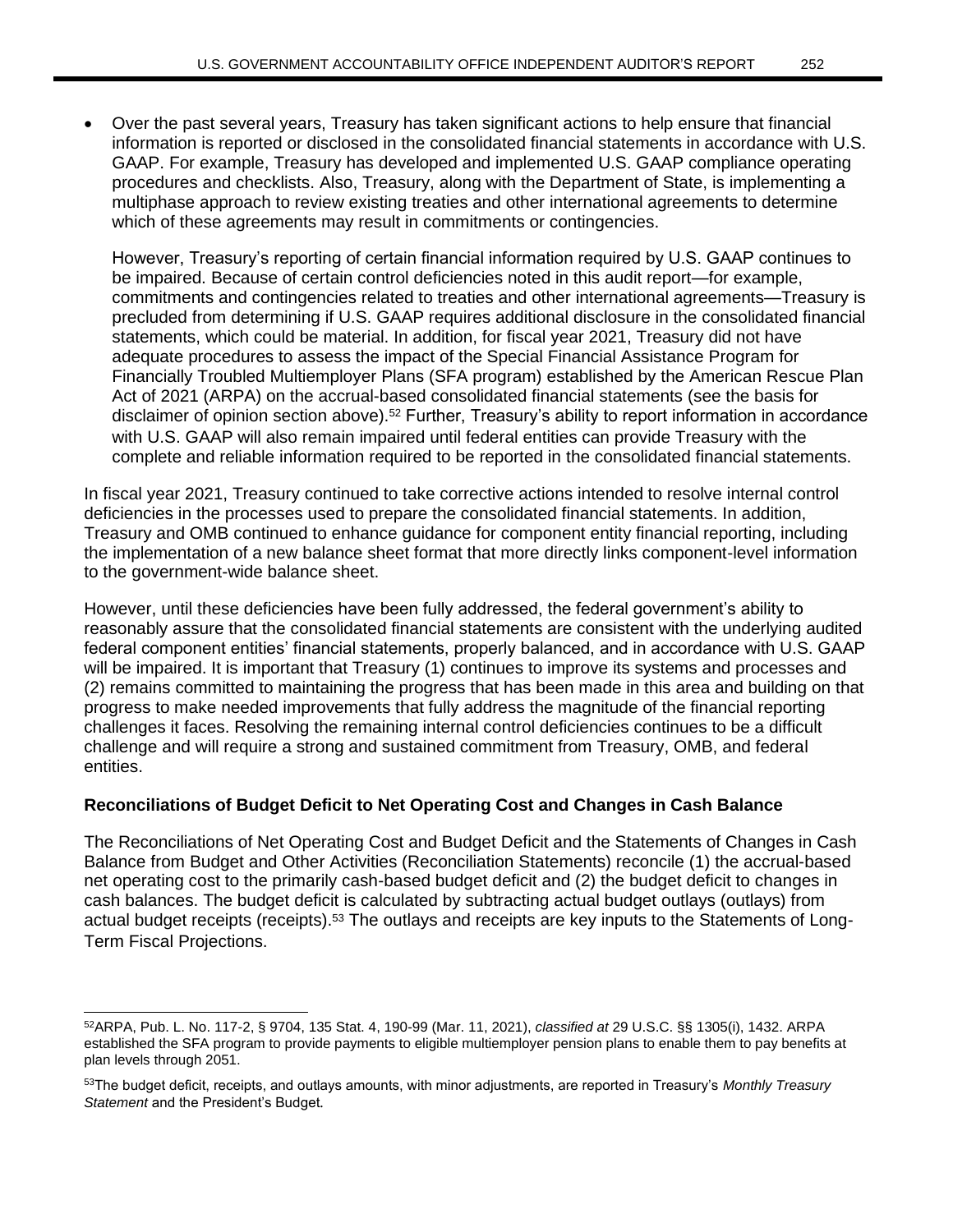- Over the past several years, Treasury has taken significant actions to help ensure that financial information is reported or disclosed in the consolidated financial statements in accordance with U.S. GAAP. For example, Treasury has developed and implemented U.S. GAAP compliance operating procedures and checklists. Also, Treasury, along with the Department of State, is implementing a multiphase approach to review existing treaties and other international agreements to determine which of these agreements may result in commitments or contingencies.

  However, Treasury's reporting of certain financial information required by U.S. GAAP continues to be impaired. Because of certain control deficiencies noted in this audit report—for example, commitments and contingencies related to treaties and other international agreements—Treasury is precluded from determining if U.S. GAAP requires additional disclosure in the consolidated financial statements, which could be material. In addition, for fiscal year 2021, Treasury did not have adequate procedures to assess the impact of the Special Financial Assistance Program for Financially Troubled Multiemployer Plans (SFA program) established by the American Rescue Plan Act of 2021 (ARPA) on the accrual-based consolidated financial statements (see the basis for disclaimer of opinion section above).[52] Further, Treasury's ability to report information in accordance with U.S. GAAP will also remain impaired until federal entities can provide Treasury with the complete and reliable information required to be reported in the consolidated financial statements.

In fiscal year 2021, Treasury continued to take corrective actions intended to resolve internal control deficiencies in the processes used to prepare the consolidated financial statements. In addition, Treasury and OMB continued to enhance guidance for component entity financial reporting, including the implementation of a new balance sheet format that more directly links component-level information to the government-wide balance sheet.

However, until these deficiencies have been fully addressed, the federal government's ability to reasonably assure that the consolidated financial statements are consistent with the underlying audited federal component entities' financial statements, properly balanced, and in accordance with U.S. GAAP will be impaired. It is important that Treasury (1) continues to improve its systems and processes and (2) remains committed to maintaining the progress that has been made in this area and building on that progress to make needed improvements that fully address the magnitude of the financial reporting challenges it faces. Resolving the remaining internal control deficiencies continues to be a difficult challenge and will require a strong and sustained commitment from Treasury, OMB, and federal entities.

**Reconciliations of Budget Deficit to Net Operating Cost and Changes in Cash Balance**

The Reconciliations of Net Operating Cost and Budget Deficit and the Statements of Changes in Cash Balance from Budget and Other Activities (Reconciliation Statements) reconcile (1) the accrual-based net operating cost to the primarily cash-based budget deficit and (2) the budget deficit to changes in cash balances. The budget deficit is calculated by subtracting actual budget outlays (outlays) from actual budget receipts (receipts).[53] The outlays and receipts are key inputs to the Statements of Long-Term Fiscal Projections.

---

[52]ARPA, Pub. L. No. 117-2, § 9704, 135 Stat. 4, 190-99 (Mar. 11, 2021), *classified at* 29 U.S.C. §§ 1305(i), 1432. ARPA established the SFA program to provide payments to eligible multiemployer pension plans to enable them to pay benefits at plan levels through 2051.

[53]The budget deficit, receipts, and outlays amounts, with minor adjustments, are reported in Treasury's *Monthly Treasury Statement* and the President's Budget.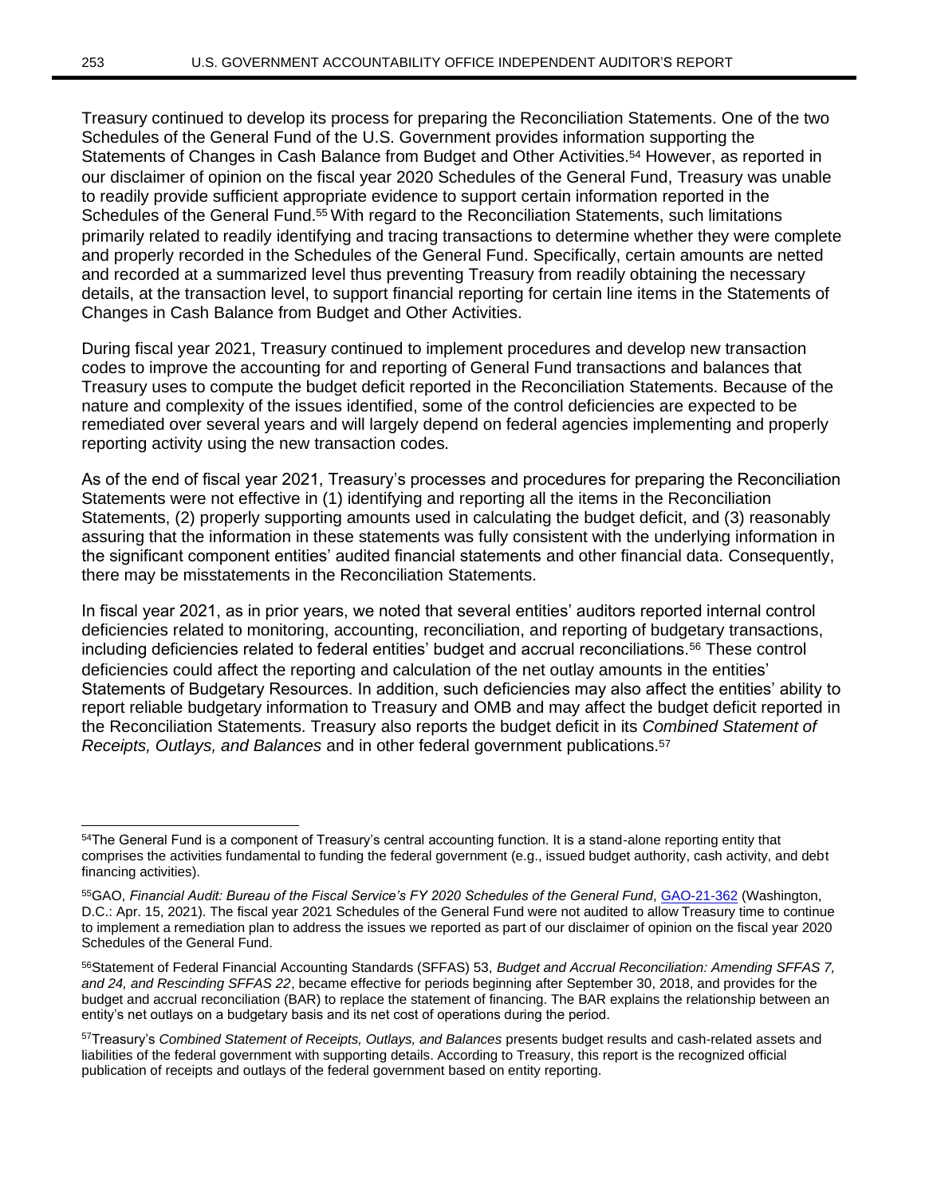Treasury continued to develop its process for preparing the Reconciliation Statements. One of the two Schedules of the General Fund of the U.S. Government provides information supporting the Statements of Changes in Cash Balance from Budget and Other Activities.[54] However, as reported in our disclaimer of opinion on the fiscal year 2020 Schedules of the General Fund, Treasury was unable to readily provide sufficient appropriate evidence to support certain information reported in the Schedules of the General Fund.[55] With regard to the Reconciliation Statements, such limitations primarily related to readily identifying and tracing transactions to determine whether they were complete and properly recorded in the Schedules of the General Fund. Specifically, certain amounts are netted and recorded at a summarized level thus preventing Treasury from readily obtaining the necessary details, at the transaction level, to support financial reporting for certain line items in the Statements of Changes in Cash Balance from Budget and Other Activities.

During fiscal year 2021, Treasury continued to implement procedures and develop new transaction codes to improve the accounting for and reporting of General Fund transactions and balances that Treasury uses to compute the budget deficit reported in the Reconciliation Statements. Because of the nature and complexity of the issues identified, some of the control deficiencies are expected to be remediated over several years and will largely depend on federal agencies implementing and properly reporting activity using the new transaction codes.

As of the end of fiscal year 2021, Treasury's processes and procedures for preparing the Reconciliation Statements were not effective in (1) identifying and reporting all the items in the Reconciliation Statements, (2) properly supporting amounts used in calculating the budget deficit, and (3) reasonably assuring that the information in these statements was fully consistent with the underlying information in the significant component entities' audited financial statements and other financial data. Consequently, there may be misstatements in the Reconciliation Statements.

In fiscal year 2021, as in prior years, we noted that several entities' auditors reported internal control deficiencies related to monitoring, accounting, reconciliation, and reporting of budgetary transactions, including deficiencies related to federal entities' budget and accrual reconciliations.[56] These control deficiencies could affect the reporting and calculation of the net outlay amounts in the entities' Statements of Budgetary Resources. In addition, such deficiencies may also affect the entities' ability to report reliable budgetary information to Treasury and OMB and may affect the budget deficit reported in the Reconciliation Statements. Treasury also reports the budget deficit in its *Combined Statement of Receipts, Outlays, and Balances* and in other federal government publications.[57]

---

[54]The General Fund is a component of Treasury's central accounting function. It is a stand-alone reporting entity that comprises the activities fundamental to funding the federal government (e.g., issued budget authority, cash activity, and debt financing activities).

[55]GAO, *Financial Audit: Bureau of the Fiscal Service's FY 2020 Schedules of the General Fund*, GAO-21-362 (Washington, D.C.: Apr. 15, 2021). The fiscal year 2021 Schedules of the General Fund were not audited to allow Treasury time to continue to implement a remediation plan to address the issues we reported as part of our disclaimer of opinion on the fiscal year 2020 Schedules of the General Fund.

[56]Statement of Federal Financial Accounting Standards (SFFAS) 53, *Budget and Accrual Reconciliation: Amending SFFAS 7, and 24, and Rescinding SFFAS 22*, became effective for periods beginning after September 30, 2018, and provides for the budget and accrual reconciliation (BAR) to replace the statement of financing. The BAR explains the relationship between an entity's net outlays on a budgetary basis and its net cost of operations during the period.

[57]Treasury's *Combined Statement of Receipts, Outlays, and Balances* presents budget results and cash-related assets and liabilities of the federal government with supporting details. According to Treasury, this report is the recognized official publication of receipts and outlays of the federal government based on entity reporting.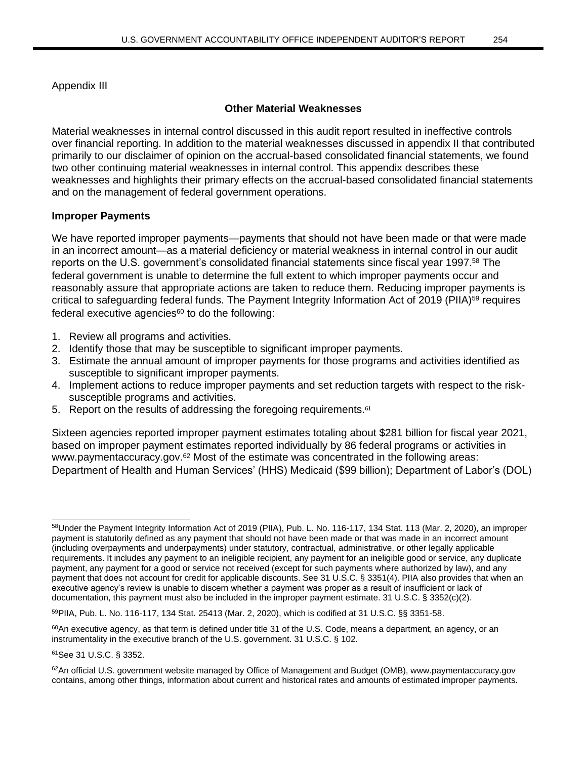Appendix III

## Other Material Weaknesses

Material weaknesses in internal control discussed in this audit report resulted in ineffective controls over financial reporting. In addition to the material weaknesses discussed in appendix II that contributed primarily to our disclaimer of opinion on the accrual-based consolidated financial statements, we found two other continuing material weaknesses in internal control. This appendix describes these weaknesses and highlights their primary effects on the accrual-based consolidated financial statements and on the management of federal government operations.

### Improper Payments

We have reported improper payments—payments that should not have been made or that were made in an incorrect amount—as a material deficiency or material weakness in internal control in our audit reports on the U.S. government's consolidated financial statements since fiscal year 1997.[58] The federal government is unable to determine the full extent to which improper payments occur and reasonably assure that appropriate actions are taken to reduce them. Reducing improper payments is critical to safeguarding federal funds. The Payment Integrity Information Act of 2019 (PIIA)[59] requires federal executive agencies[60] to do the following:

1. Review all programs and activities.
2. Identify those that may be susceptible to significant improper payments.
3. Estimate the annual amount of improper payments for those programs and activities identified as susceptible to significant improper payments.
4. Implement actions to reduce improper payments and set reduction targets with respect to the risk-susceptible programs and activities.
5. Report on the results of addressing the foregoing requirements.[61]

Sixteen agencies reported improper payment estimates totaling about $281 billion for fiscal year 2021, based on improper payment estimates reported individually by 86 federal programs or activities in www.paymentaccuracy.gov.[62] Most of the estimate was concentrated in the following areas: Department of Health and Human Services' (HHS) Medicaid ($99 billion); Department of Labor's (DOL)

---

[58]Under the Payment Integrity Information Act of 2019 (PIIA), Pub. L. No. 116-117, 134 Stat. 113 (Mar. 2, 2020), an improper payment is statutorily defined as any payment that should not have been made or that was made in an incorrect amount (including overpayments and underpayments) under statutory, contractual, administrative, or other legally applicable requirements. It includes any payment to an ineligible recipient, any payment for an ineligible good or service, any duplicate payment, any payment for a good or service not received (except for such payments where authorized by law), and any payment that does not account for credit for applicable discounts. See 31 U.S.C. § 3351(4). PIIA also provides that when an executive agency's review is unable to discern whether a payment was proper as a result of insufficient or lack of documentation, this payment must also be included in the improper payment estimate. 31 U.S.C. § 3352(c)(2).

[59]PIIA, Pub. L. No. 116-117, 134 Stat. 25413 (Mar. 2, 2020), which is codified at 31 U.S.C. §§ 3351-58.

[60]An executive agency, as that term is defined under title 31 of the U.S. Code, means a department, an agency, or an instrumentality in the executive branch of the U.S. government. 31 U.S.C. § 102.

[61]See 31 U.S.C. § 3352.

[62]An official U.S. government website managed by Office of Management and Budget (OMB), www.paymentaccuracy.gov contains, among other things, information about current and historical rates and amounts of estimated improper payments.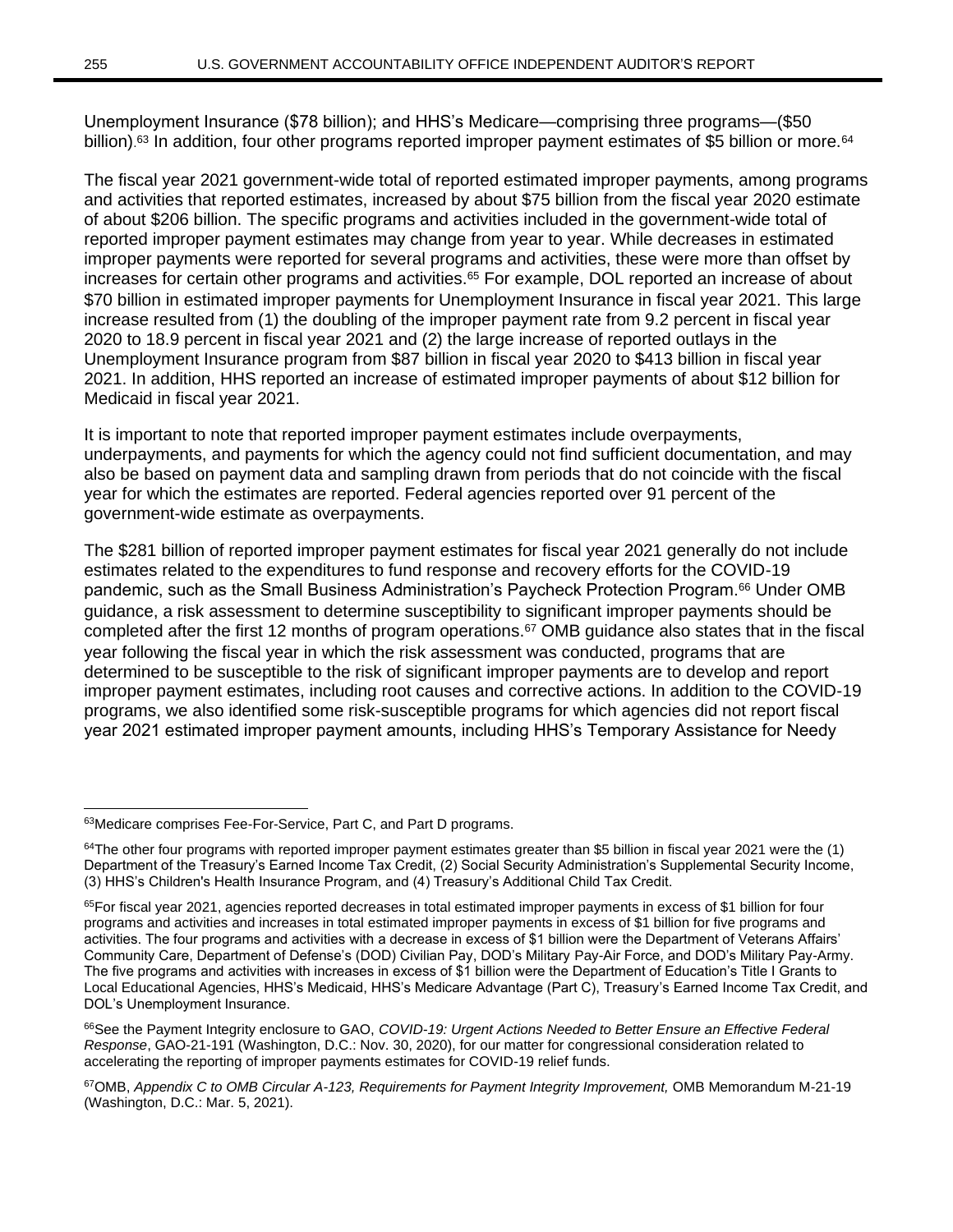Unemployment Insurance ($78 billion); and HHS's Medicare—comprising three programs—($50 billion).[63] In addition, four other programs reported improper payment estimates of $5 billion or more.[64]

The fiscal year 2021 government-wide total of reported estimated improper payments, among programs and activities that reported estimates, increased by about $75 billion from the fiscal year 2020 estimate of about $206 billion. The specific programs and activities included in the government-wide total of reported improper payment estimates may change from year to year. While decreases in estimated improper payments were reported for several programs and activities, these were more than offset by increases for certain other programs and activities.[65] For example, DOL reported an increase of about $70 billion in estimated improper payments for Unemployment Insurance in fiscal year 2021. This large increase resulted from (1) the doubling of the improper payment rate from 9.2 percent in fiscal year 2020 to 18.9 percent in fiscal year 2021 and (2) the large increase of reported outlays in the Unemployment Insurance program from $87 billion in fiscal year 2020 to $413 billion in fiscal year 2021. In addition, HHS reported an increase of estimated improper payments of about $12 billion for Medicaid in fiscal year 2021.

It is important to note that reported improper payment estimates include overpayments, underpayments, and payments for which the agency could not find sufficient documentation, and may also be based on payment data and sampling drawn from periods that do not coincide with the fiscal year for which the estimates are reported. Federal agencies reported over 91 percent of the government-wide estimate as overpayments.

The $281 billion of reported improper payment estimates for fiscal year 2021 generally do not include estimates related to the expenditures to fund response and recovery efforts for the COVID-19 pandemic, such as the Small Business Administration's Paycheck Protection Program.[66] Under OMB guidance, a risk assessment to determine susceptibility to significant improper payments should be completed after the first 12 months of program operations.[67] OMB guidance also states that in the fiscal year following the fiscal year in which the risk assessment was conducted, programs that are determined to be susceptible to the risk of significant improper payments are to develop and report improper payment estimates, including root causes and corrective actions. In addition to the COVID-19 programs, we also identified some risk-susceptible programs for which agencies did not report fiscal year 2021 estimated improper payment amounts, including HHS's Temporary Assistance for Needy

---

[63]Medicare comprises Fee-For-Service, Part C, and Part D programs.

[64]The other four programs with reported improper payment estimates greater than $5 billion in fiscal year 2021 were the (1) Department of the Treasury's Earned Income Tax Credit, (2) Social Security Administration's Supplemental Security Income, (3) HHS's Children's Health Insurance Program, and (4) Treasury's Additional Child Tax Credit.

[65]For fiscal year 2021, agencies reported decreases in total estimated improper payments in excess of $1 billion for four programs and activities and increases in total estimated improper payments in excess of $1 billion for five programs and activities. The four programs and activities with a decrease in excess of $1 billion were the Department of Veterans Affairs' Community Care, Department of Defense's (DOD) Civilian Pay, DOD's Military Pay-Air Force, and DOD's Military Pay-Army. The five programs and activities with increases in excess of $1 billion were the Department of Education's Title I Grants to Local Educational Agencies, HHS's Medicaid, HHS's Medicare Advantage (Part C), Treasury's Earned Income Tax Credit, and DOL's Unemployment Insurance.

[66]See the Payment Integrity enclosure to GAO, *COVID-19: Urgent Actions Needed to Better Ensure an Effective Federal Response*, GAO-21-191 (Washington, D.C.: Nov. 30, 2020), for our matter for congressional consideration related to accelerating the reporting of improper payments estimates for COVID-19 relief funds.

[67]OMB, *Appendix C to OMB Circular A-123, Requirements for Payment Integrity Improvement,* OMB Memorandum M-21-19 (Washington, D.C.: Mar. 5, 2021).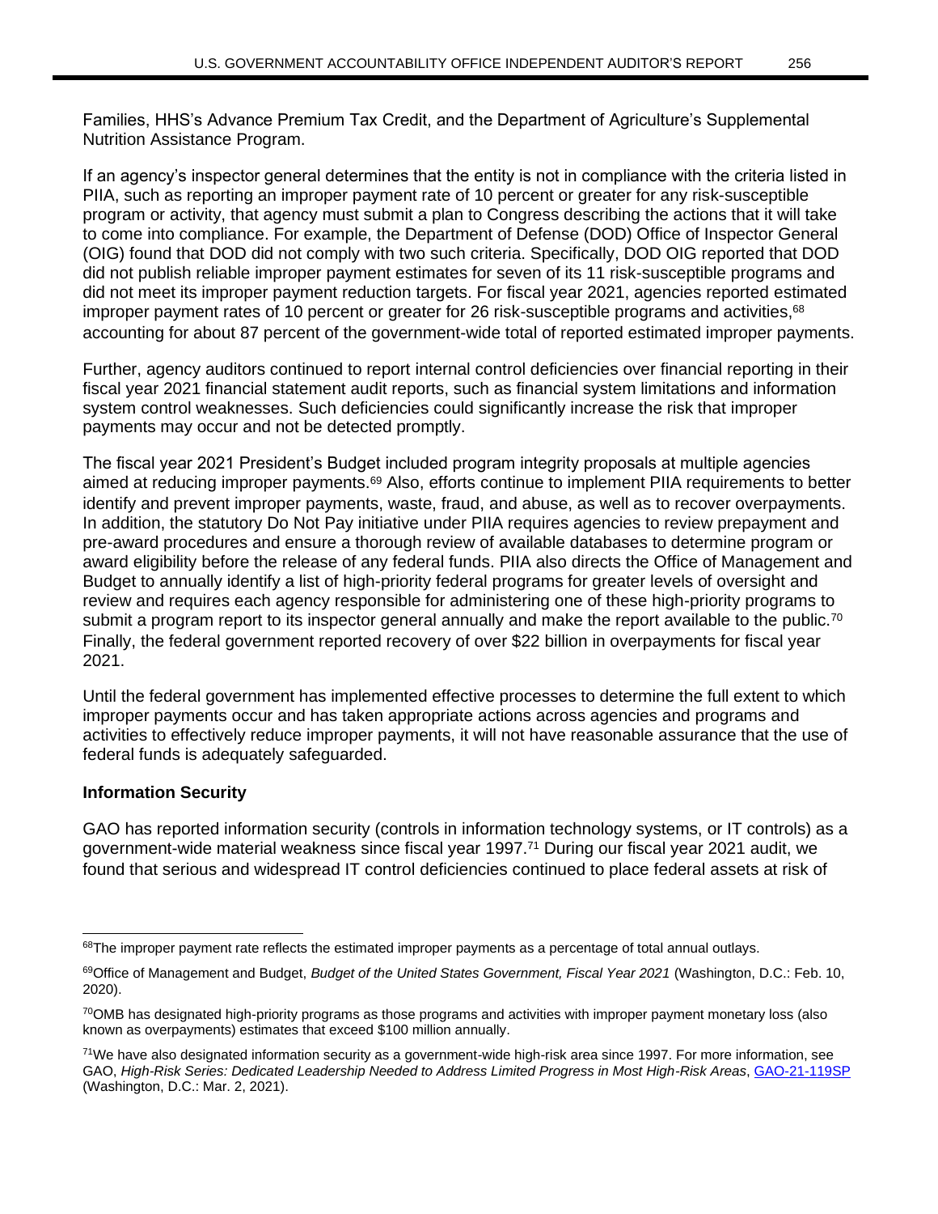Families, HHS's Advance Premium Tax Credit, and the Department of Agriculture's Supplemental Nutrition Assistance Program.

If an agency's inspector general determines that the entity is not in compliance with the criteria listed in PIIA, such as reporting an improper payment rate of 10 percent or greater for any risk-susceptible program or activity, that agency must submit a plan to Congress describing the actions that it will take to come into compliance. For example, the Department of Defense (DOD) Office of Inspector General (OIG) found that DOD did not comply with two such criteria. Specifically, DOD OIG reported that DOD did not publish reliable improper payment estimates for seven of its 11 risk-susceptible programs and did not meet its improper payment reduction targets. For fiscal year 2021, agencies reported estimated improper payment rates of 10 percent or greater for 26 risk-susceptible programs and activities,[68] accounting for about 87 percent of the government-wide total of reported estimated improper payments.

Further, agency auditors continued to report internal control deficiencies over financial reporting in their fiscal year 2021 financial statement audit reports, such as financial system limitations and information system control weaknesses. Such deficiencies could significantly increase the risk that improper payments may occur and not be detected promptly.

The fiscal year 2021 President's Budget included program integrity proposals at multiple agencies aimed at reducing improper payments.[69] Also, efforts continue to implement PIIA requirements to better identify and prevent improper payments, waste, fraud, and abuse, as well as to recover overpayments. In addition, the statutory Do Not Pay initiative under PIIA requires agencies to review prepayment and pre-award procedures and ensure a thorough review of available databases to determine program or award eligibility before the release of any federal funds. PIIA also directs the Office of Management and Budget to annually identify a list of high-priority federal programs for greater levels of oversight and review and requires each agency responsible for administering one of these high-priority programs to submit a program report to its inspector general annually and make the report available to the public.[70] Finally, the federal government reported recovery of over $22 billion in overpayments for fiscal year 2021.

Until the federal government has implemented effective processes to determine the full extent to which improper payments occur and has taken appropriate actions across agencies and programs and activities to effectively reduce improper payments, it will not have reasonable assurance that the use of federal funds is adequately safeguarded.

### Information Security

GAO has reported information security (controls in information technology systems, or IT controls) as a government-wide material weakness since fiscal year 1997.[71] During our fiscal year 2021 audit, we found that serious and widespread IT control deficiencies continued to place federal assets at risk of

---

[68]The improper payment rate reflects the estimated improper payments as a percentage of total annual outlays.

[69]Office of Management and Budget, *Budget of the United States Government, Fiscal Year 2021* (Washington, D.C.: Feb. 10, 2020).

[70]OMB has designated high-priority programs as those programs and activities with improper payment monetary loss (also known as overpayments) estimates that exceed $100 million annually.

[71]We have also designated information security as a government-wide high-risk area since 1997. For more information, see GAO, *High-Risk Series: Dedicated Leadership Needed to Address Limited Progress in Most High-Risk Areas*, GAO-21-119SP (Washington, D.C.: Mar. 2, 2021).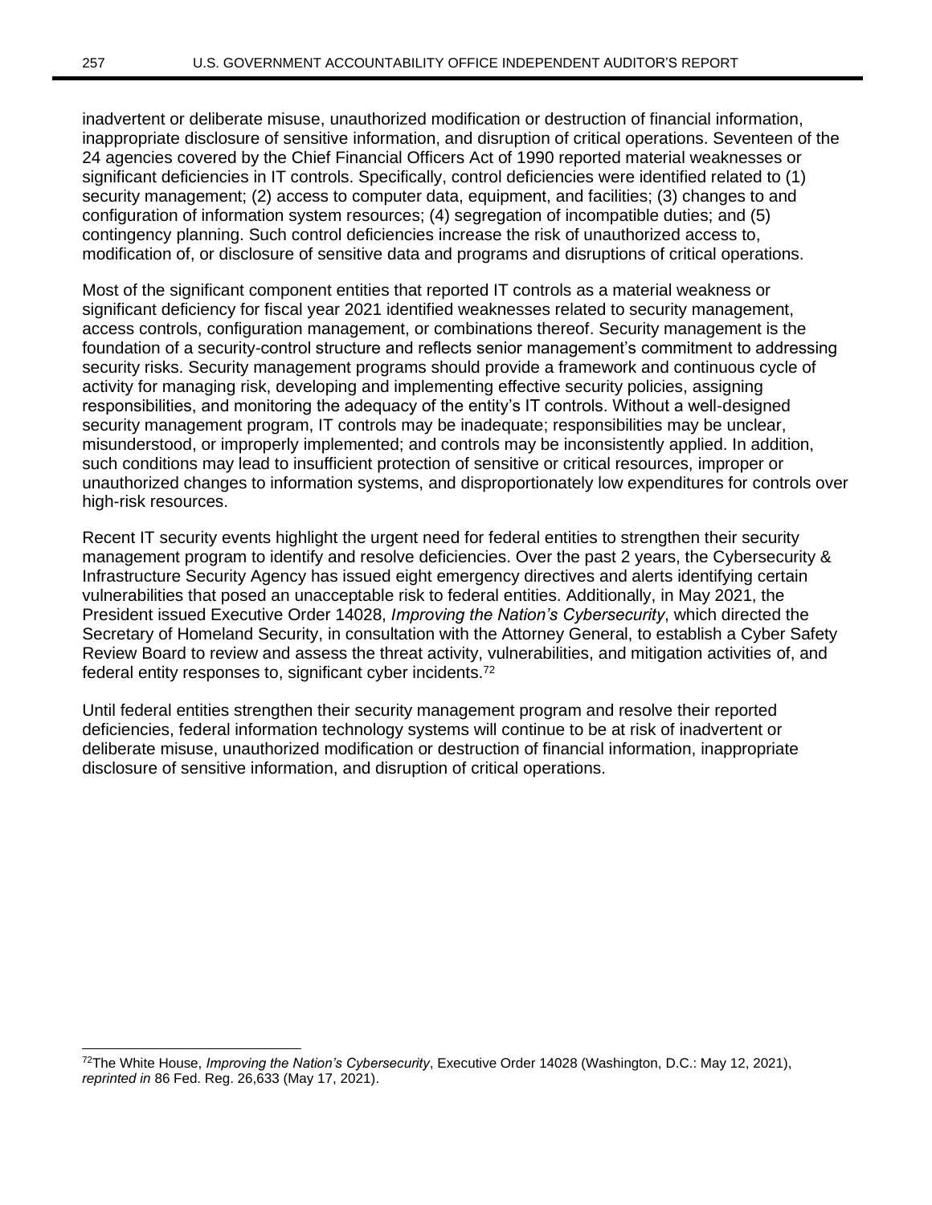inadvertent or deliberate misuse, unauthorized modification or destruction of financial information, inappropriate disclosure of sensitive information, and disruption of critical operations. Seventeen of the 24 agencies covered by the Chief Financial Officers Act of 1990 reported material weaknesses or significant deficiencies in IT controls. Specifically, control deficiencies were identified related to (1) security management; (2) access to computer data, equipment, and facilities; (3) changes to and configuration of information system resources; (4) segregation of incompatible duties; and (5) contingency planning. Such control deficiencies increase the risk of unauthorized access to, modification of, or disclosure of sensitive data and programs and disruptions of critical operations.

Most of the significant component entities that reported IT controls as a material weakness or significant deficiency for fiscal year 2021 identified weaknesses related to security management, access controls, configuration management, or combinations thereof. Security management is the foundation of a security-control structure and reflects senior management's commitment to addressing security risks. Security management programs should provide a framework and continuous cycle of activity for managing risk, developing and implementing effective security policies, assigning responsibilities, and monitoring the adequacy of the entity's IT controls. Without a well-designed security management program, IT controls may be inadequate; responsibilities may be unclear, misunderstood, or improperly implemented; and controls may be inconsistently applied. In addition, such conditions may lead to insufficient protection of sensitive or critical resources, improper or unauthorized changes to information systems, and disproportionately low expenditures for controls over high-risk resources.

Recent IT security events highlight the urgent need for federal entities to strengthen their security management program to identify and resolve deficiencies. Over the past 2 years, the Cybersecurity & Infrastructure Security Agency has issued eight emergency directives and alerts identifying certain vulnerabilities that posed an unacceptable risk to federal entities. Additionally, in May 2021, the President issued Executive Order 14028, *Improving the Nation's Cybersecurity*, which directed the Secretary of Homeland Security, in consultation with the Attorney General, to establish a Cyber Safety Review Board to review and assess the threat activity, vulnerabilities, and mitigation activities of, and federal entity responses to, significant cyber incidents.[72]

Until federal entities strengthen their security management program and resolve their reported deficiencies, federal information technology systems will continue to be at risk of inadvertent or deliberate misuse, unauthorized modification or destruction of financial information, inappropriate disclosure of sensitive information, and disruption of critical operations.

---

[72]The White House, *Improving the Nation's Cybersecurity*, Executive Order 14028 (Washington, D.C.: May 12, 2021), *reprinted in* 86 Fed. Reg. 26,633 (May 17, 2021).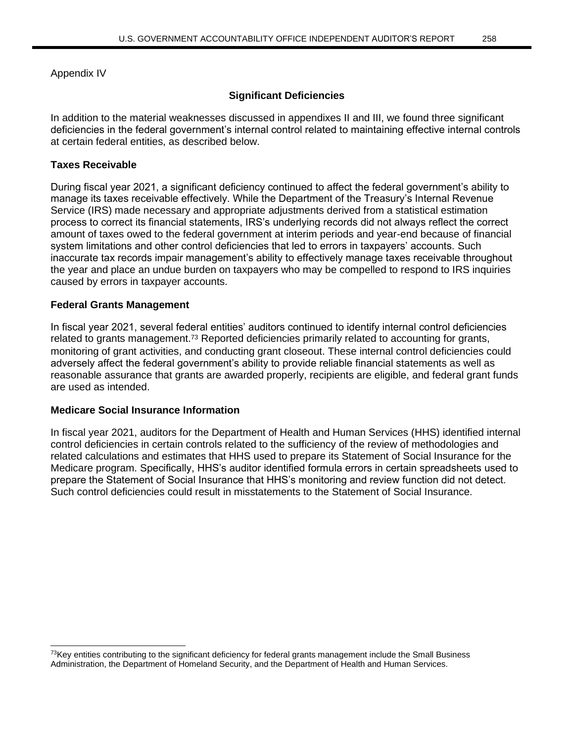Appendix IV

## Significant Deficiencies

In addition to the material weaknesses discussed in appendixes II and III, we found three significant deficiencies in the federal government's internal control related to maintaining effective internal controls at certain federal entities, as described below.

### Taxes Receivable

During fiscal year 2021, a significant deficiency continued to affect the federal government's ability to manage its taxes receivable effectively. While the Department of the Treasury's Internal Revenue Service (IRS) made necessary and appropriate adjustments derived from a statistical estimation process to correct its financial statements, IRS's underlying records did not always reflect the correct amount of taxes owed to the federal government at interim periods and year-end because of financial system limitations and other control deficiencies that led to errors in taxpayers' accounts. Such inaccurate tax records impair management's ability to effectively manage taxes receivable throughout the year and place an undue burden on taxpayers who may be compelled to respond to IRS inquiries caused by errors in taxpayer accounts.

### Federal Grants Management

In fiscal year 2021, several federal entities' auditors continued to identify internal control deficiencies related to grants management.[73] Reported deficiencies primarily related to accounting for grants, monitoring of grant activities, and conducting grant closeout. These internal control deficiencies could adversely affect the federal government's ability to provide reliable financial statements as well as reasonable assurance that grants are awarded properly, recipients are eligible, and federal grant funds are used as intended.

### Medicare Social Insurance Information

In fiscal year 2021, auditors for the Department of Health and Human Services (HHS) identified internal control deficiencies in certain controls related to the sufficiency of the review of methodologies and related calculations and estimates that HHS used to prepare its Statement of Social Insurance for the Medicare program. Specifically, HHS's auditor identified formula errors in certain spreadsheets used to prepare the Statement of Social Insurance that HHS's monitoring and review function did not detect. Such control deficiencies could result in misstatements to the Statement of Social Insurance.

---

[73]Key entities contributing to the significant deficiency for federal grants management include the Small Business Administration, the Department of Homeland Security, and the Department of Health and Human Services.